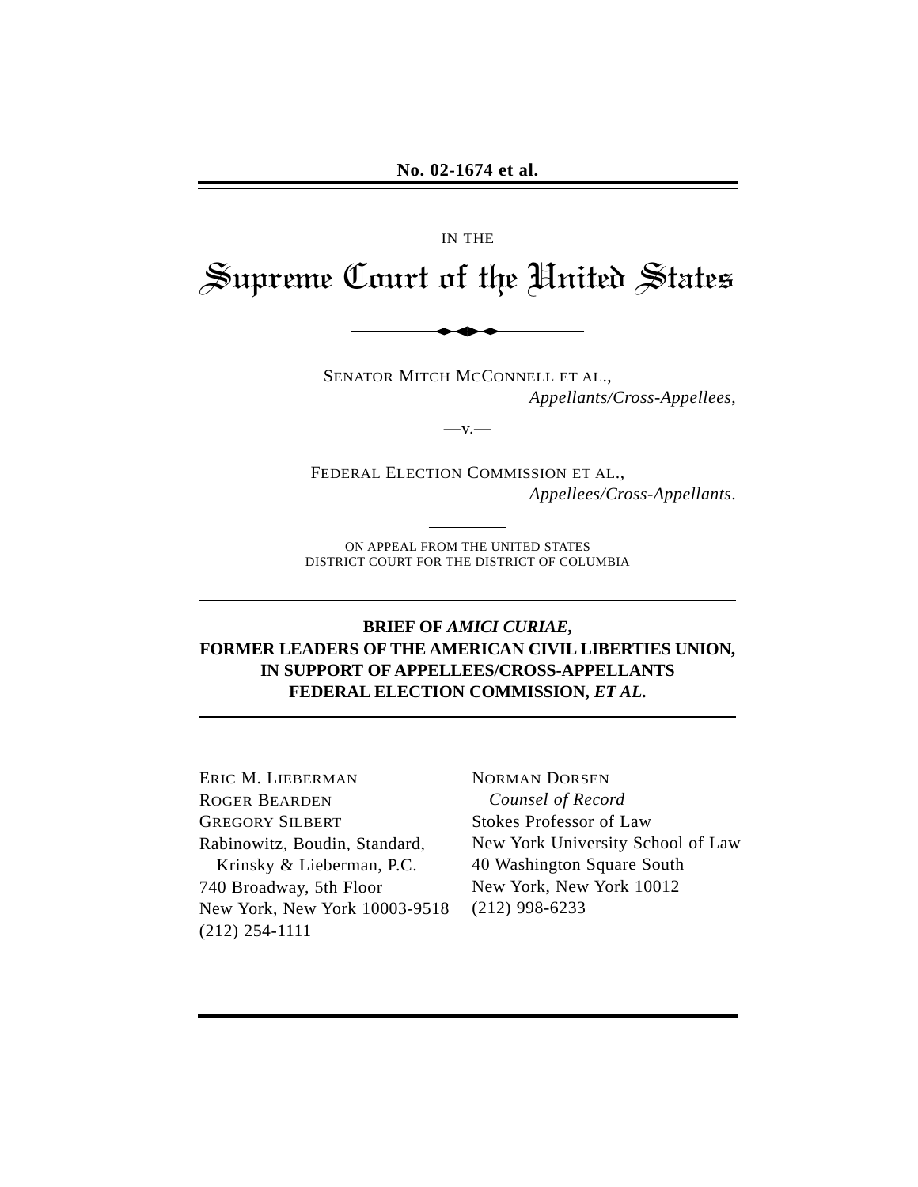**No. 02-1674 et al.**

IN THE

# Supreme Court of the United States

SENATOR MITCH MCCONNELL ET AL.,
*Appellants/Cross-Appellees,*

—v.—

FEDERAL ELECTION COMMISSION ET AL.,
*Appellees/Cross-Appellants.*

ON APPEAL FROM THE UNITED STATES
DISTRICT COURT FOR THE DISTRICT OF COLUMBIA

## BRIEF OF *AMICI CURIAE*, FORMER LEADERS OF THE AMERICAN CIVIL LIBERTIES UNION, IN SUPPORT OF APPELLEES/CROSS-APPELLANTS FEDERAL ELECTION COMMISSION, *ET AL.*

ERIC M. LIEBERMAN
ROGER BEARDEN
GREGORY SILBERT
Rabinowitz, Boudin, Standard,
Krinsky & Lieberman, P.C.
740 Broadway, 5th Floor
New York, New York 10003-9518
(212) 254-1111

NORMAN DORSEN
*Counsel of Record*
Stokes Professor of Law
New York University School of Law
40 Washington Square South
New York, New York 10012
(212) 998-6233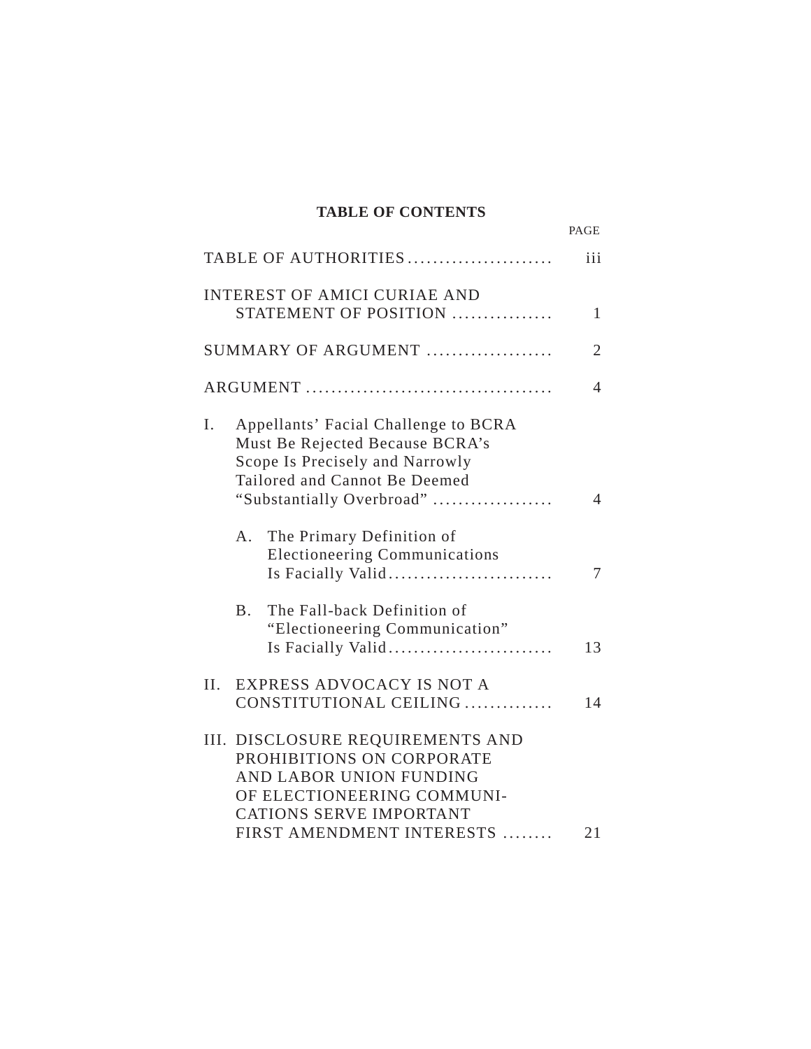**TABLE OF CONTENTS**

| | PAGE |
|---|---|
| TABLE OF AUTHORITIES | iii |
| INTEREST OF AMICI CURIAE AND STATEMENT OF POSITION | 1 |
| SUMMARY OF ARGUMENT | 2 |
| ARGUMENT | 4 |
| I. Appellants' Facial Challenge to BCRA Must Be Rejected Because BCRA's Scope Is Precisely and Narrowly Tailored and Cannot Be Deemed "Substantially Overbroad" | 4 |
| A. The Primary Definition of Electioneering Communications Is Facially Valid | 7 |
| B. The Fall-back Definition of "Electioneering Communication" Is Facially Valid | 13 |
| II. EXPRESS ADVOCACY IS NOT A CONSTITUTIONAL CEILING | 14 |
| III. DISCLOSURE REQUIREMENTS AND PROHIBITIONS ON CORPORATE AND LABOR UNION FUNDING OF ELECTIONEERING COMMUNICATIONS SERVE IMPORTANT FIRST AMENDMENT INTERESTS | 21 |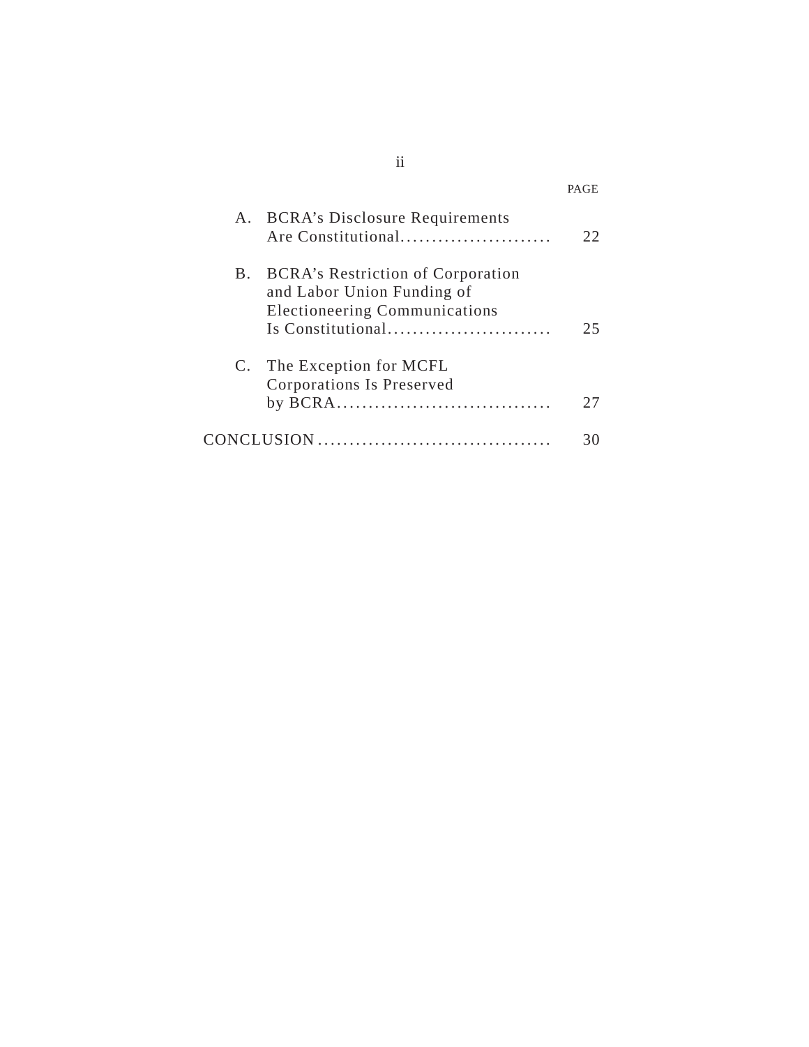| | PAGE |
|---|---|
| A. BCRA's Disclosure Requirements Are Constitutional | 22 |
| B. BCRA's Restriction of Corporation and Labor Union Funding of Electioneering Communications Is Constitutional | 25 |
| C. The Exception for MCFL Corporations Is Preserved by BCRA | 27 |
| CONCLUSION | 30 |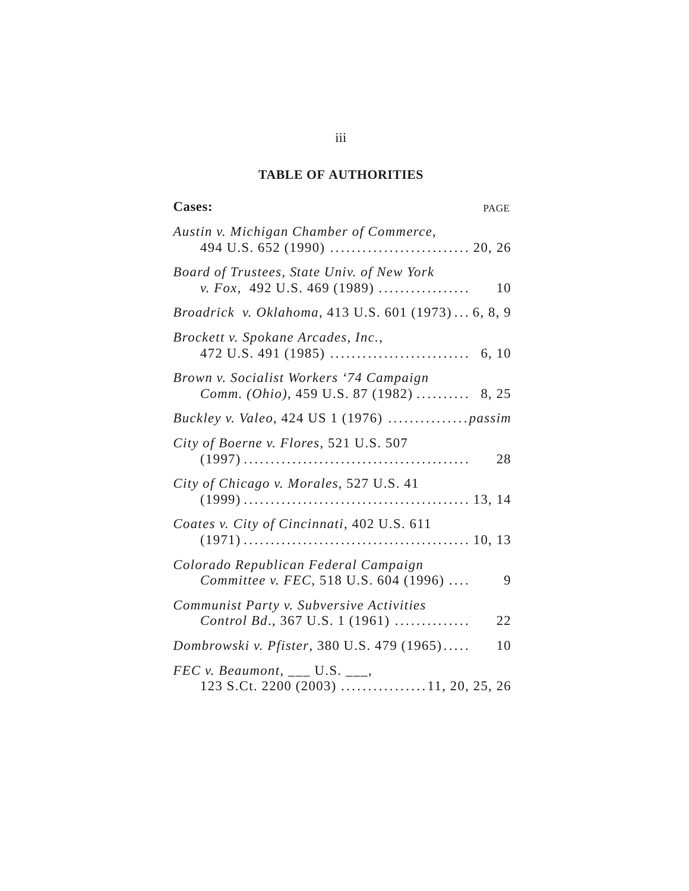## TABLE OF AUTHORITIES

| Cases: | PAGE |
|---|---|
| *Austin v. Michigan Chamber of Commerce*, 494 U.S. 652 (1990) | 20, 26 |
| *Board of Trustees, State Univ. of New York v. Fox*, 492 U.S. 469 (1989) | 10 |
| *Broadrick v. Oklahoma*, 413 U.S. 601 (1973) | 6, 8, 9 |
| *Brockett v. Spokane Arcades, Inc.*, 472 U.S. 491 (1985) | 6, 10 |
| *Brown v. Socialist Workers '74 Campaign Comm. (Ohio)*, 459 U.S. 87 (1982) | 8, 25 |
| *Buckley v. Valeo*, 424 US 1 (1976) | *passim* |
| *City of Boerne v. Flores*, 521 U.S. 507 (1997) | 28 |
| *City of Chicago v. Morales*, 527 U.S. 41 (1999) | 13, 14 |
| *Coates v. City of Cincinnati*, 402 U.S. 611 (1971) | 10, 13 |
| *Colorado Republican Federal Campaign Committee v. FEC*, 518 U.S. 604 (1996) | 9 |
| *Communist Party v. Subversive Activities Control Bd.*, 367 U.S. 1 (1961) | 22 |
| *Dombrowski v. Pfister*, 380 U.S. 479 (1965) | 10 |
| *FEC v. Beaumont*, ___ U.S. ___, 123 S.Ct. 2200 (2003) | 11, 20, 25, 26 |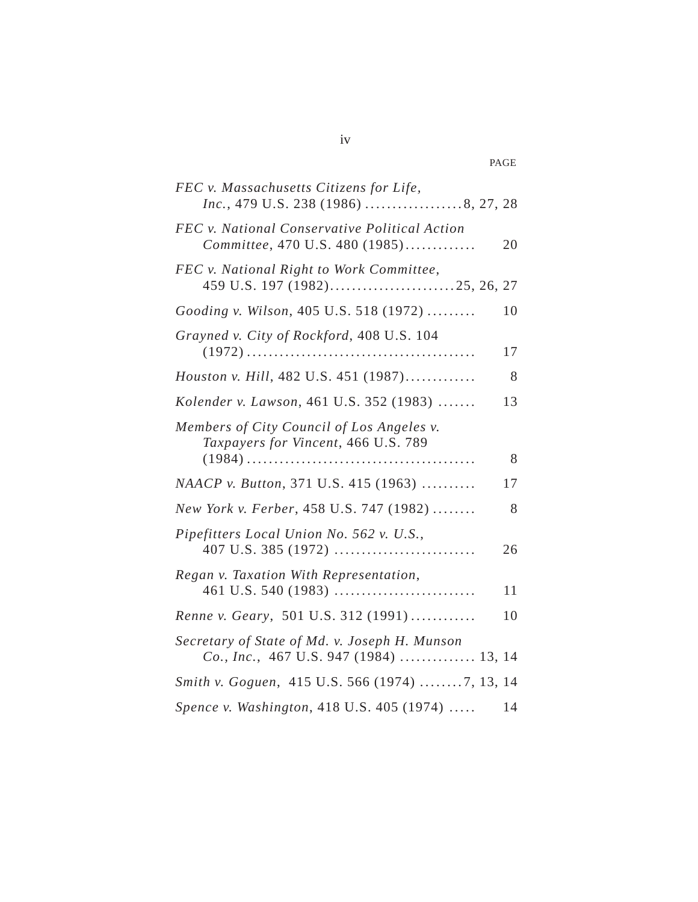PAGE

*FEC v. Massachusetts Citizens for Life, Inc.*, 479 U.S. 238 (1986) .................. 8, 27, 28

*FEC v. National Conservative Political Action Committee*, 470 U.S. 480 (1985)............. 20

*FEC v. National Right to Work Committee*, 459 U.S. 197 (1982)....................... 25, 26, 27

*Gooding v. Wilson*, 405 U.S. 518 (1972) ......... 10

*Grayned v. City of Rockford*, 408 U.S. 104 (1972) .......................................... 17

*Houston v. Hill*, 482 U.S. 451 (1987)............. 8

*Kolender v. Lawson*, 461 U.S. 352 (1983) ....... 13

*Members of City Council of Los Angeles v. Taxpayers for Vincent*, 466 U.S. 789 (1984) .......................................... 8

*NAACP v. Button*, 371 U.S. 415 (1963) .......... 17

*New York v. Ferber*, 458 U.S. 747 (1982) ........ 8

*Pipefitters Local Union No. 562 v. U.S.*, 407 U.S. 385 (1972) .......................... 26

*Regan v. Taxation With Representation*, 461 U.S. 540 (1983) .......................... 11

*Renne v. Geary*, 501 U.S. 312 (1991)............ 10

*Secretary of State of Md. v. Joseph H. Munson Co., Inc.*, 467 U.S. 947 (1984) ............. 13, 14

*Smith v. Goguen*, 415 U.S. 566 (1974) ........ 7, 13, 14

*Spence v. Washington*, 418 U.S. 405 (1974) ..... 14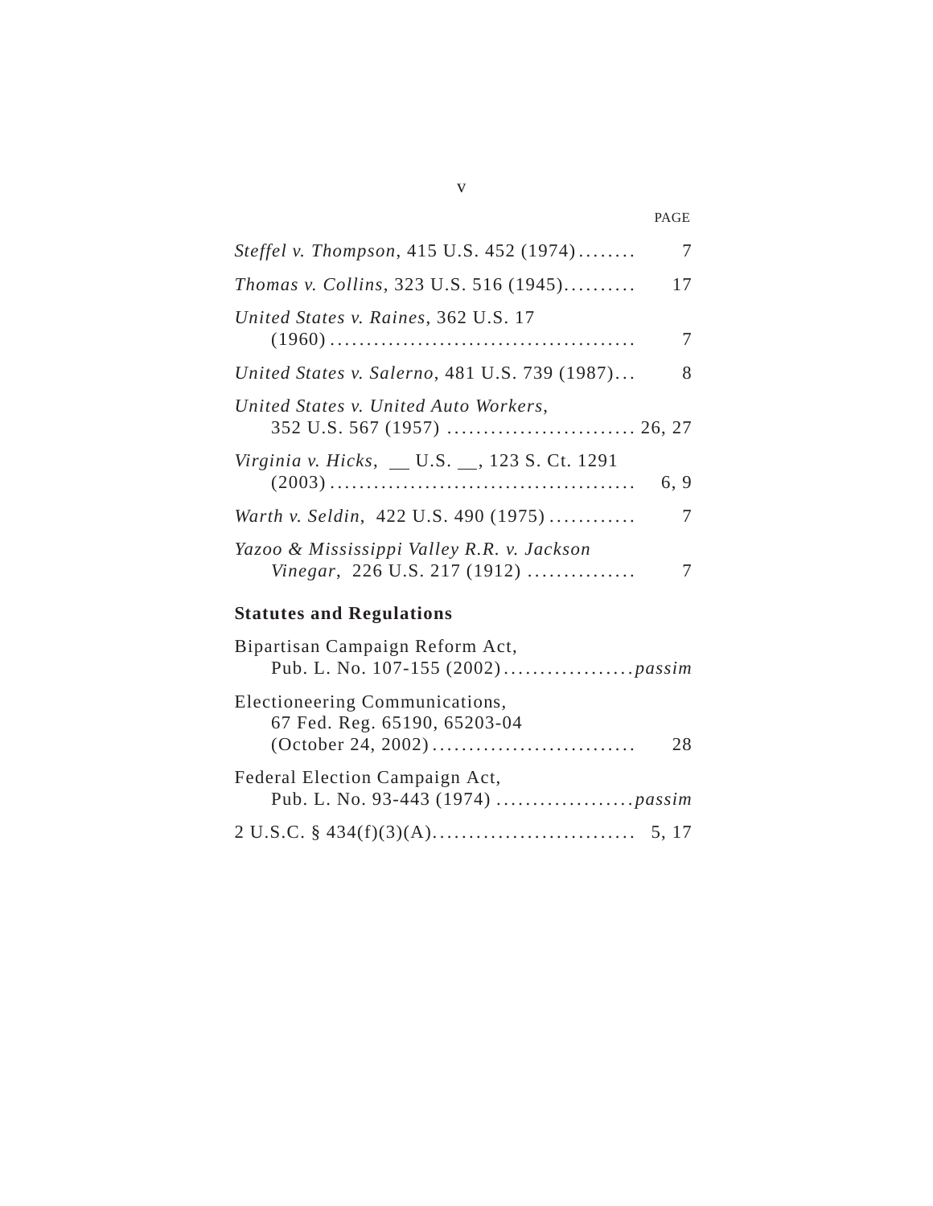PAGE

*Steffel v. Thompson*, 415 U.S. 452 (1974) ........ 7

*Thomas v. Collins*, 323 U.S. 516 (1945).......... 17

*United States v. Raines*, 362 U.S. 17 (1960) .......................................... 7

*United States v. Salerno*, 481 U.S. 739 (1987)... 8

*United States v. United Auto Workers*, 352 U.S. 567 (1957) .......................... 26, 27

*Virginia v. Hicks*, __ U.S. __, 123 S. Ct. 1291 (2003) .......................................... 6, 9

*Warth v. Seldin*, 422 U.S. 490 (1975) ............ 7

*Yazoo & Mississippi Valley R.R. v. Jackson Vinegar*, 226 U.S. 217 (1912) .............. 7

**Statutes and Regulations**

Bipartisan Campaign Reform Act, Pub. L. No. 107-155 (2002)..................*passim*

Electioneering Communications, 67 Fed. Reg. 65190, 65203-04 (October 24, 2002)............................ 28

Federal Election Campaign Act, Pub. L. No. 93-443 (1974) ...................*passim*

2 U.S.C. § 434(f)(3)(A)............................ 5, 17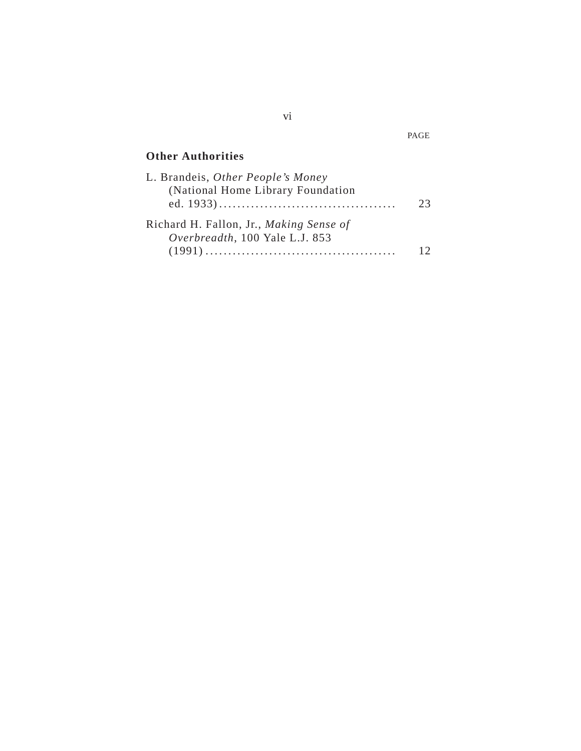PAGE

**Other Authorities**

L. Brandeis, *Other People's Money* (National Home Library Foundation ed. 1933) .......................................... 23

Richard H. Fallon, Jr., *Making Sense of Overbreadth*, 100 Yale L.J. 853 (1991) .......................................... 12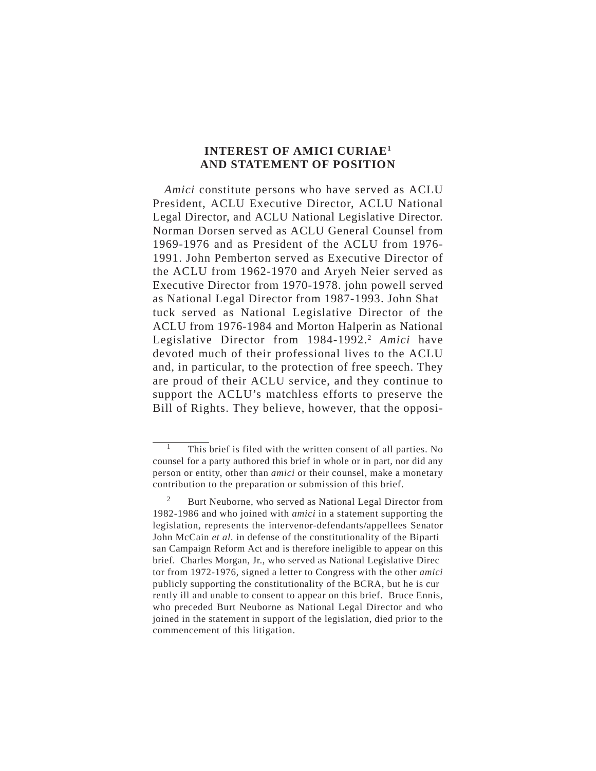## INTEREST OF AMICI CURIAE[1] AND STATEMENT OF POSITION

*Amici* constitute persons who have served as ACLU President, ACLU Executive Director, ACLU National Legal Director, and ACLU National Legislative Director. Norman Dorsen served as ACLU General Counsel from 1969-1976 and as President of the ACLU from 1976-1991. John Pemberton served as Executive Director of the ACLU from 1962-1970 and Aryeh Neier served as Executive Director from 1970-1978. john powell served as National Legal Director from 1987-1993. John Shattuck served as National Legislative Director of the ACLU from 1976-1984 and Morton Halperin as National Legislative Director from 1984-1992.[2] *Amici* have devoted much of their professional lives to the ACLU and, in particular, to the protection of free speech. They are proud of their ACLU service, and they continue to support the ACLU's matchless efforts to preserve the Bill of Rights. They believe, however, that the opposi-

---

[1] This brief is filed with the written consent of all parties. No counsel for a party authored this brief in whole or in part, nor did any person or entity, other than *amici* or their counsel, make a monetary contribution to the preparation or submission of this brief.

[2] Burt Neuborne, who served as National Legal Director from 1982-1986 and who joined with *amici* in a statement supporting the legislation, represents the intervenor-defendants/appellees Senator John McCain *et al.* in defense of the constitutionality of the Bipartisan Campaign Reform Act and is therefore ineligible to appear on this brief. Charles Morgan, Jr., who served as National Legislative Director from 1972-1976, signed a letter to Congress with the other *amici* publicly supporting the constitutionality of the BCRA, but he is currently ill and unable to consent to appear on this brief. Bruce Ennis, who preceded Burt Neuborne as National Legal Director and who joined in the statement in support of the legislation, died prior to the commencement of this litigation.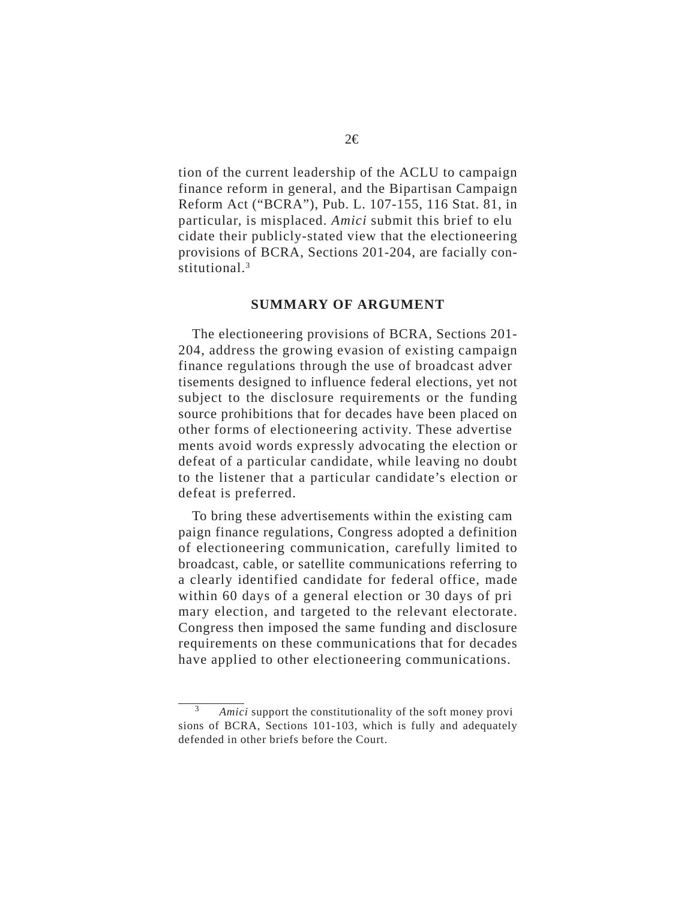tion of the current leadership of the ACLU to campaign finance reform in general, and the Bipartisan Campaign Reform Act ("BCRA"), Pub. L. 107-155, 116 Stat. 81, in particular, is misplaced. *Amici* submit this brief to elucidate their publicly-stated view that the electioneering provisions of BCRA, Sections 201-204, are facially constitutional.[3]

## SUMMARY OF ARGUMENT

The electioneering provisions of BCRA, Sections 201-204, address the growing evasion of existing campaign finance regulations through the use of broadcast advertisements designed to influence federal elections, yet not subject to the disclosure requirements or the funding source prohibitions that for decades have been placed on other forms of electioneering activity. These advertisements avoid words expressly advocating the election or defeat of a particular candidate, while leaving no doubt to the listener that a particular candidate's election or defeat is preferred.

To bring these advertisements within the existing campaign finance regulations, Congress adopted a definition of electioneering communication, carefully limited to broadcast, cable, or satellite communications referring to a clearly identified candidate for federal office, made within 60 days of a general election or 30 days of primary election, and targeted to the relevant electorate. Congress then imposed the same funding and disclosure requirements on these communications that for decades have applied to other electioneering communications.

[3] *Amici* support the constitutionality of the soft money provisions of BCRA, Sections 101-103, which is fully and adequately defended in other briefs before the Court.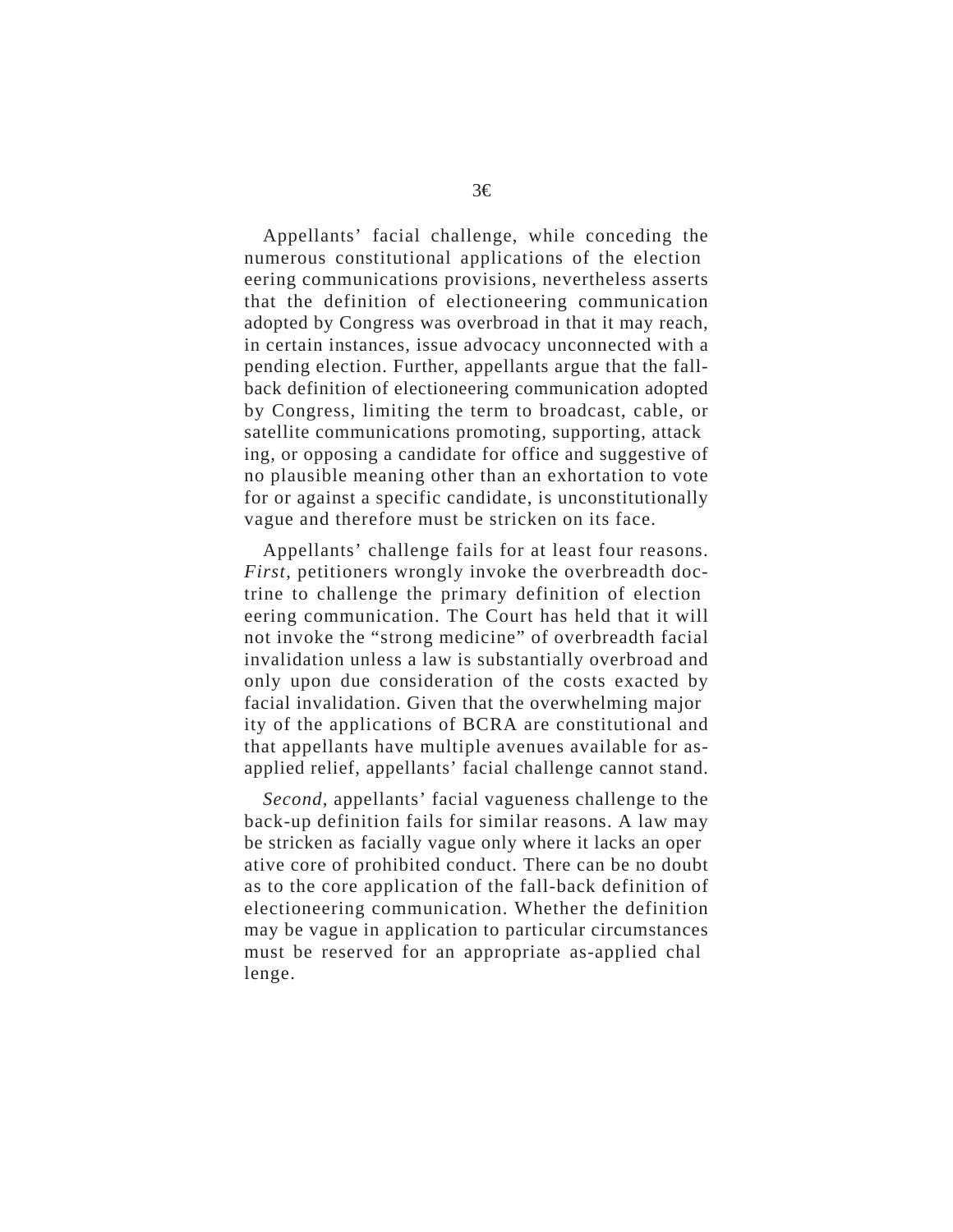Appellants' facial challenge, while conceding the numerous constitutional applications of the electioneering communications provisions, nevertheless asserts that the definition of electioneering communication adopted by Congress was overbroad in that it may reach, in certain instances, issue advocacy unconnected with a pending election. Further, appellants argue that the fall-back definition of electioneering communication adopted by Congress, limiting the term to broadcast, cable, or satellite communications promoting, supporting, attacking, or opposing a candidate for office and suggestive of no plausible meaning other than an exhortation to vote for or against a specific candidate, is unconstitutionally vague and therefore must be stricken on its face.

Appellants' challenge fails for at least four reasons. *First*, petitioners wrongly invoke the overbreadth doctrine to challenge the primary definition of electioneering communication. The Court has held that it will not invoke the "strong medicine" of overbreadth facial invalidation unless a law is substantially overbroad and only upon due consideration of the costs exacted by facial invalidation. Given that the overwhelming majority of the applications of BCRA are constitutional and that appellants have multiple avenues available for as-applied relief, appellants' facial challenge cannot stand.

*Second*, appellants' facial vagueness challenge to the back-up definition fails for similar reasons. A law may be stricken as facially vague only where it lacks an operative core of prohibited conduct. There can be no doubt as to the core application of the fall-back definition of electioneering communication. Whether the definition may be vague in application to particular circumstances must be reserved for an appropriate as-applied challenge.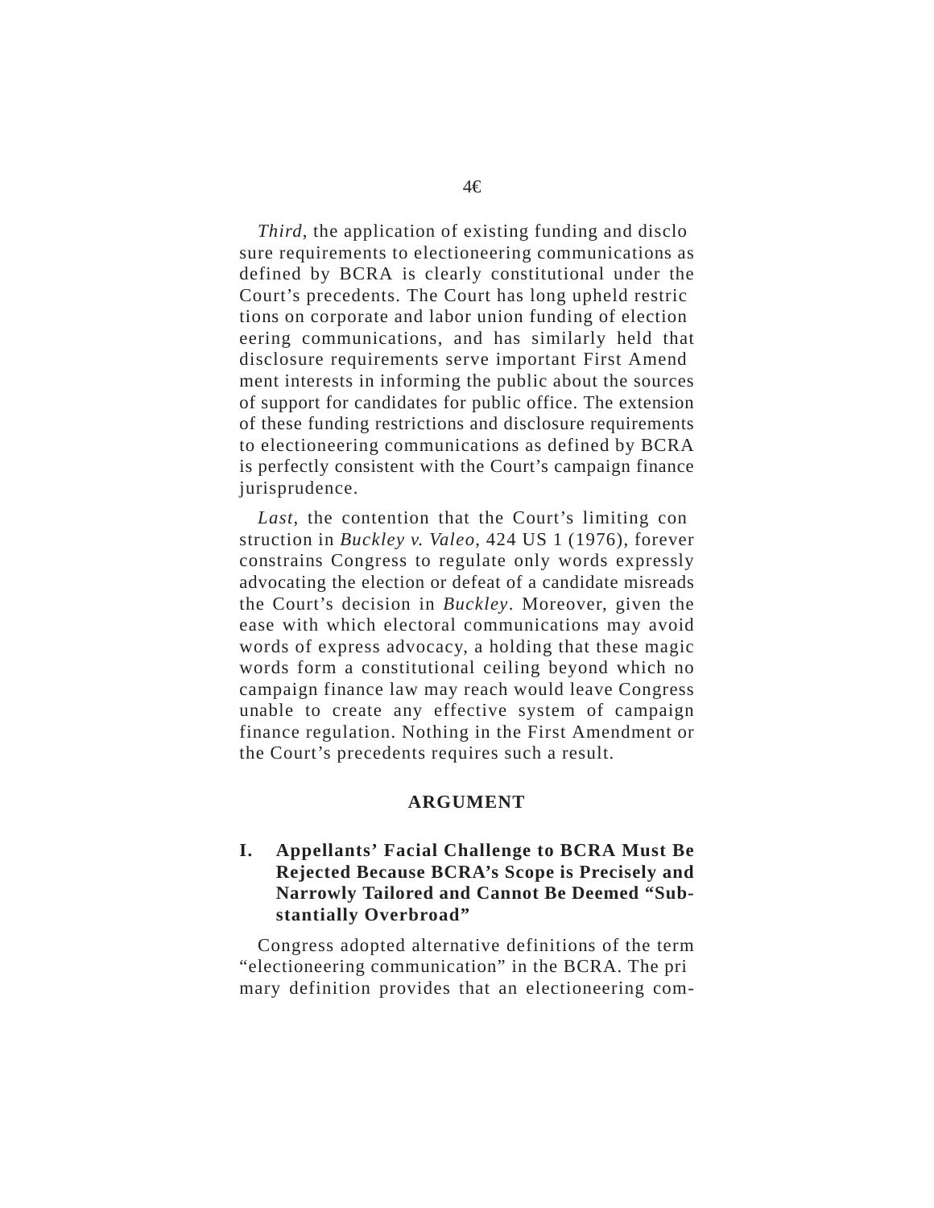*Third*, the application of existing funding and disclosure requirements to electioneering communications as defined by BCRA is clearly constitutional under the Court's precedents. The Court has long upheld restrictions on corporate and labor union funding of electioneering communications, and has similarly held that disclosure requirements serve important First Amendment interests in informing the public about the sources of support for candidates for public office. The extension of these funding restrictions and disclosure requirements to electioneering communications as defined by BCRA is perfectly consistent with the Court's campaign finance jurisprudence.

*Last*, the contention that the Court's limiting construction in *Buckley v. Valeo*, 424 US 1 (1976), forever constrains Congress to regulate only words expressly advocating the election or defeat of a candidate misreads the Court's decision in *Buckley*. Moreover, given the ease with which electoral communications may avoid words of express advocacy, a holding that these magic words form a constitutional ceiling beyond which no campaign finance law may reach would leave Congress unable to create any effective system of campaign finance regulation. Nothing in the First Amendment or the Court's precedents requires such a result.

## ARGUMENT

### I. Appellants' Facial Challenge to BCRA Must Be Rejected Because BCRA's Scope is Precisely and Narrowly Tailored and Cannot Be Deemed "Substantially Overbroad"

Congress adopted alternative definitions of the term "electioneering communication" in the BCRA. The primary definition provides that an electioneering com-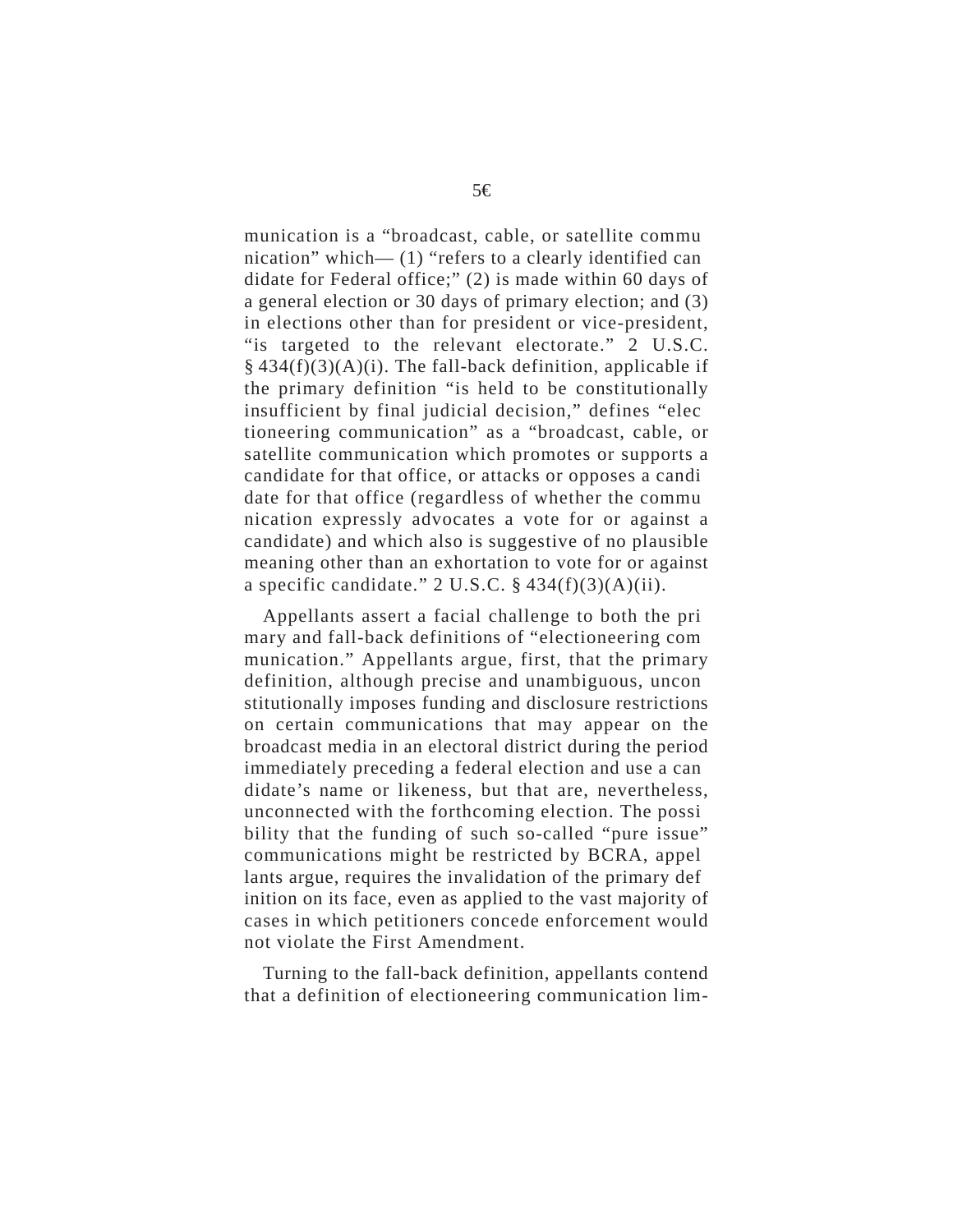munication is a “broadcast, cable, or satellite communication” which— (1) “refers to a clearly identified candidate for Federal office;” (2) is made within 60 days of a general election or 30 days of primary election; and (3) in elections other than for president or vice-president, “is targeted to the relevant electorate.” 2 U.S.C. § 434(f)(3)(A)(i). The fall-back definition, applicable if the primary definition “is held to be constitutionally insufficient by final judicial decision,” defines “electioneering communication” as a “broadcast, cable, or satellite communication which promotes or supports a candidate for that office, or attacks or opposes a candidate for that office (regardless of whether the communication expressly advocates a vote for or against a candidate) and which also is suggestive of no plausible meaning other than an exhortation to vote for or against a specific candidate.” 2 U.S.C. § 434(f)(3)(A)(ii).

Appellants assert a facial challenge to both the primary and fall-back definitions of “electioneering communication.” Appellants argue, first, that the primary definition, although precise and unambiguous, unconstitutionally imposes funding and disclosure restrictions on certain communications that may appear on the broadcast media in an electoral district during the period immediately preceding a federal election and use a candidate’s name or likeness, but that are, nevertheless, unconnected with the forthcoming election. The possibility that the funding of such so-called “pure issue” communications might be restricted by BCRA, appellants argue, requires the invalidation of the primary definition on its face, even as applied to the vast majority of cases in which petitioners concede enforcement would not violate the First Amendment.

Turning to the fall-back definition, appellants contend that a definition of electioneering communication lim-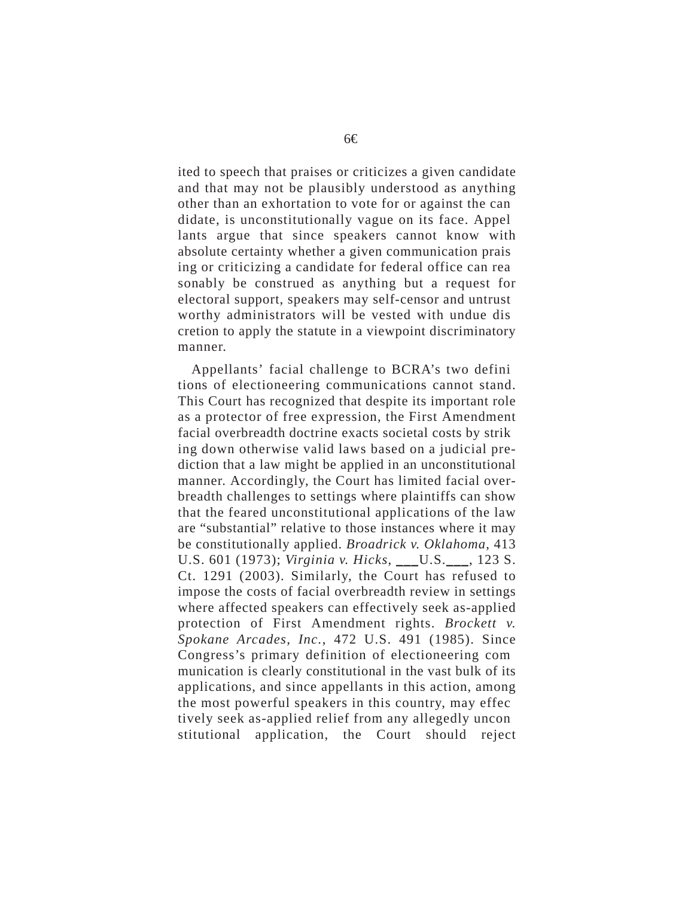ited to speech that praises or criticizes a given candidate and that may not be plausibly understood as anything other than an exhortation to vote for or against the candidate, is unconstitutionally vague on its face. Appellants argue that since speakers cannot know with absolute certainty whether a given communication praising or criticizing a candidate for federal office can reasonably be construed as anything but a request for electoral support, speakers may self-censor and untrustworthy administrators will be vested with undue discretion to apply the statute in a viewpoint discriminatory manner.

Appellants' facial challenge to BCRA's two definitions of electioneering communications cannot stand. This Court has recognized that despite its important role as a protector of free expression, the First Amendment facial overbreadth doctrine exacts societal costs by striking down otherwise valid laws based on a judicial prediction that a law might be applied in an unconstitutional manner. Accordingly, the Court has limited facial overbreadth challenges to settings where plaintiffs can show that the feared unconstitutional applications of the law are "substantial" relative to those instances where it may be constitutionally applied. *Broadrick v. Oklahoma*, 413 U.S. 601 (1973); *Virginia v. Hicks*, ___U.S.___, 123 S. Ct. 1291 (2003). Similarly, the Court has refused to impose the costs of facial overbreadth review in settings where affected speakers can effectively seek as-applied protection of First Amendment rights. *Brockett v. Spokane Arcades, Inc.*, 472 U.S. 491 (1985). Since Congress's primary definition of electioneering communication is clearly constitutional in the vast bulk of its applications, and since appellants in this action, among the most powerful speakers in this country, may effectively seek as-applied relief from any allegedly unconstitutional application, the Court should reject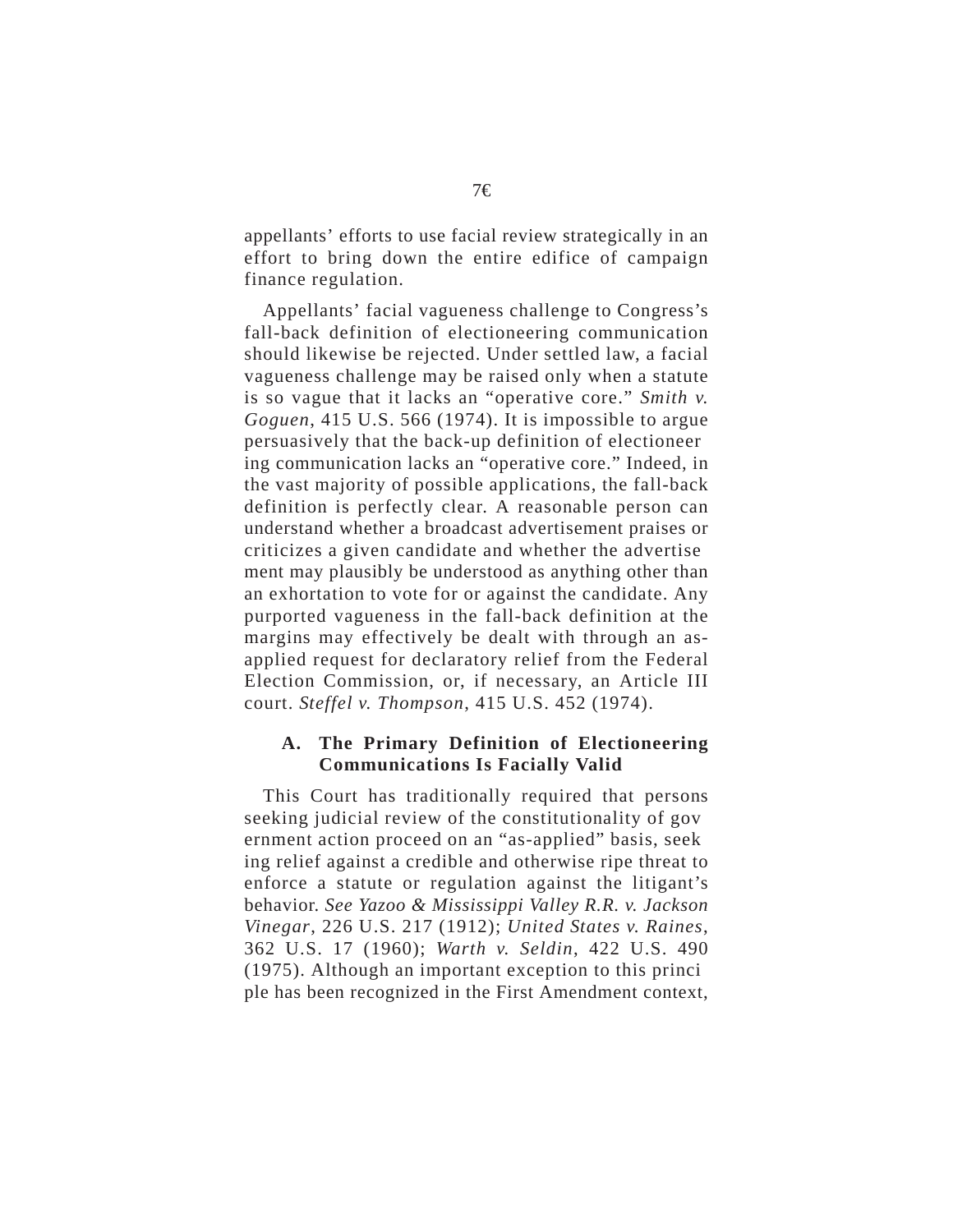appellants' efforts to use facial review strategically in an effort to bring down the entire edifice of campaign finance regulation.

Appellants' facial vagueness challenge to Congress's fall-back definition of electioneering communication should likewise be rejected. Under settled law, a facial vagueness challenge may be raised only when a statute is so vague that it lacks an "operative core." *Smith v. Goguen*, 415 U.S. 566 (1974). It is impossible to argue persuasively that the back-up definition of electioneering communication lacks an "operative core." Indeed, in the vast majority of possible applications, the fall-back definition is perfectly clear. A reasonable person can understand whether a broadcast advertisement praises or criticizes a given candidate and whether the advertisement may plausibly be understood as anything other than an exhortation to vote for or against the candidate. Any purported vagueness in the fall-back definition at the margins may effectively be dealt with through an as-applied request for declaratory relief from the Federal Election Commission, or, if necessary, an Article III court. *Steffel v. Thompson*, 415 U.S. 452 (1974).

### A. The Primary Definition of Electioneering Communications Is Facially Valid

This Court has traditionally required that persons seeking judicial review of the constitutionality of government action proceed on an "as-applied" basis, seeking relief against a credible and otherwise ripe threat to enforce a statute or regulation against the litigant's behavior. *See Yazoo & Mississippi Valley R.R. v. Jackson Vinegar*, 226 U.S. 217 (1912); *United States v. Raines*, 362 U.S. 17 (1960); *Warth v. Seldin*, 422 U.S. 490 (1975). Although an important exception to this principle has been recognized in the First Amendment context,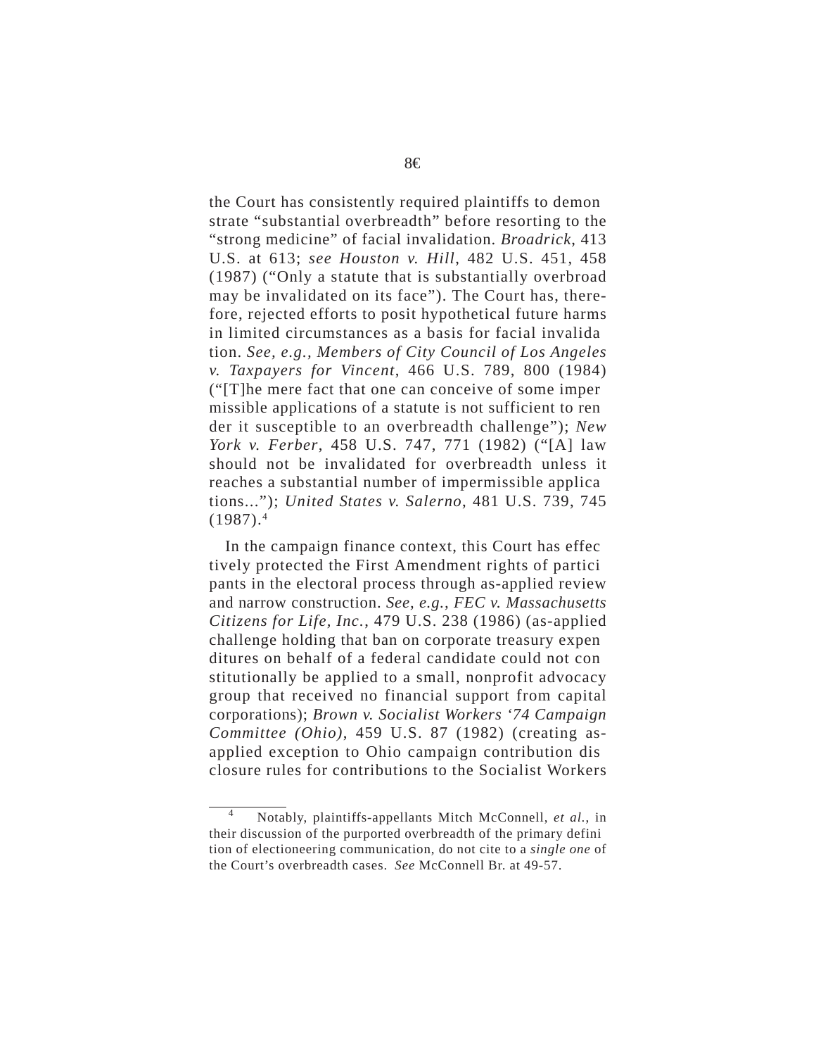the Court has consistently required plaintiffs to demonstrate "substantial overbreadth" before resorting to the "strong medicine" of facial invalidation. *Broadrick*, 413 U.S. at 613; *see Houston v. Hill*, 482 U.S. 451, 458 (1987) ("Only a statute that is substantially overbroad may be invalidated on its face"). The Court has, therefore, rejected efforts to posit hypothetical future harms in limited circumstances as a basis for facial invalidation. *See, e.g.*, *Members of City Council of Los Angeles v. Taxpayers for Vincent*, 466 U.S. 789, 800 (1984) ("[T]he mere fact that one can conceive of some impermissible applications of a statute is not sufficient to render it susceptible to an overbreadth challenge"); *New York v. Ferber*, 458 U.S. 747, 771 (1982) ("[A] law should not be invalidated for overbreadth unless it reaches a substantial number of impermissible applications..."); *United States v. Salerno*, 481 U.S. 739, 745 (1987).[4]

In the campaign finance context, this Court has effectively protected the First Amendment rights of participants in the electoral process through as-applied review and narrow construction. *See, e.g.*, *FEC v. Massachusetts Citizens for Life, Inc.*, 479 U.S. 238 (1986) (as-applied challenge holding that ban on corporate treasury expenditures on behalf of a federal candidate could not constitutionally be applied to a small, nonprofit advocacy group that received no financial support from capital corporations); *Brown v. Socialist Workers '74 Campaign Committee (Ohio)*, 459 U.S. 87 (1982) (creating as-applied exception to Ohio campaign contribution disclosure rules for contributions to the Socialist Workers

---

[4] Notably, plaintiffs-appellants Mitch McConnell, *et al.*, in their discussion of the purported overbreadth of the primary definition of electioneering communication, do not cite to a *single one* of the Court's overbreadth cases. *See* McConnell Br. at 49-57.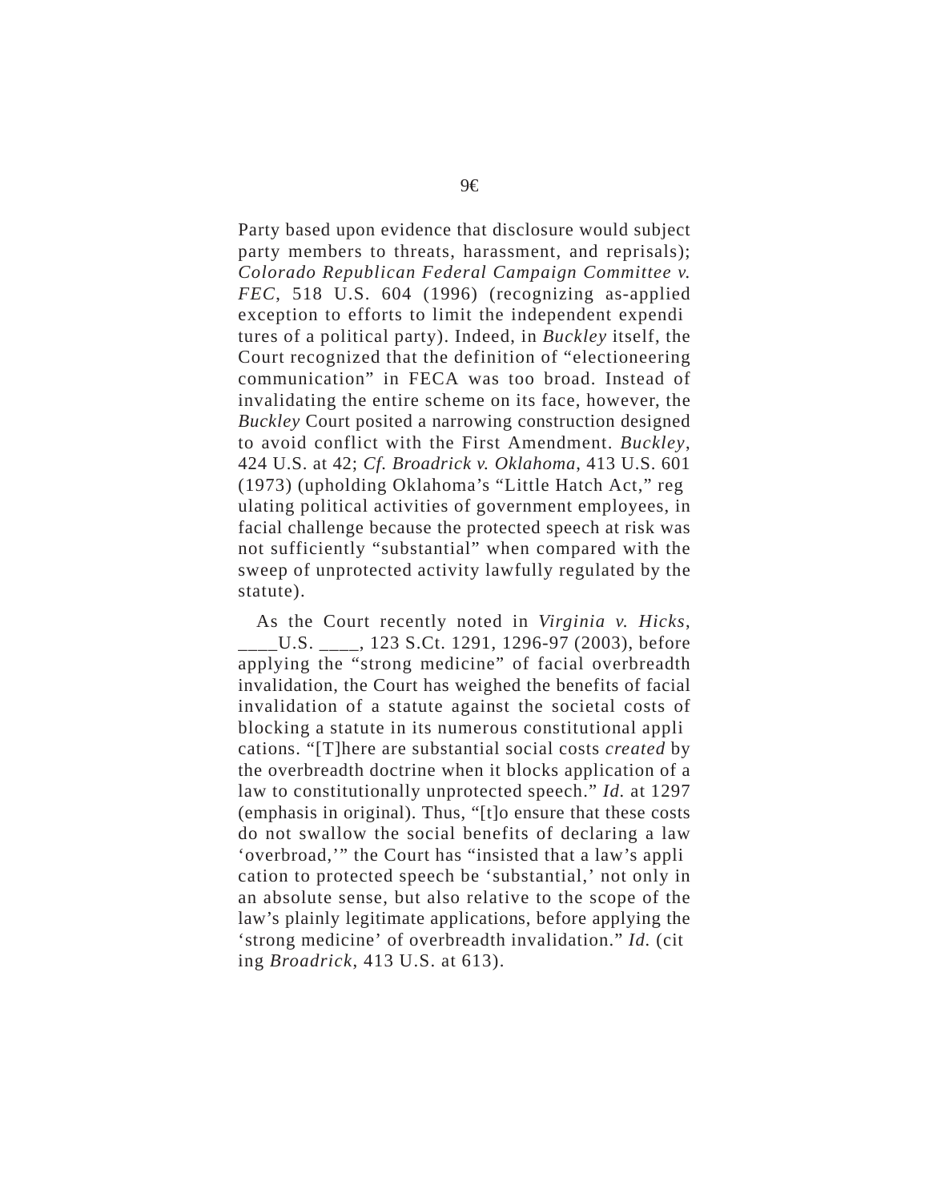Party based upon evidence that disclosure would subject party members to threats, harassment, and reprisals); *Colorado Republican Federal Campaign Committee v. FEC*, 518 U.S. 604 (1996) (recognizing as-applied exception to efforts to limit the independent expenditures of a political party). Indeed, in *Buckley* itself, the Court recognized that the definition of "electioneering communication" in FECA was too broad. Instead of invalidating the entire scheme on its face, however, the *Buckley* Court posited a narrowing construction designed to avoid conflict with the First Amendment. *Buckley*, 424 U.S. at 42; *Cf. Broadrick v. Oklahoma*, 413 U.S. 601 (1973) (upholding Oklahoma's "Little Hatch Act," regulating political activities of government employees, in facial challenge because the protected speech at risk was not sufficiently "substantial" when compared with the sweep of unprotected activity lawfully regulated by the statute).

As the Court recently noted in *Virginia v. Hicks*, ____U.S. ____, 123 S.Ct. 1291, 1296-97 (2003), before applying the "strong medicine" of facial overbreadth invalidation, the Court has weighed the benefits of facial invalidation of a statute against the societal costs of blocking a statute in its numerous constitutional applications. "[T]here are substantial social costs *created* by the overbreadth doctrine when it blocks application of a law to constitutionally unprotected speech." *Id.* at 1297 (emphasis in original). Thus, "[t]o ensure that these costs do not swallow the social benefits of declaring a law 'overbroad,'" the Court has "insisted that a law's application to protected speech be 'substantial,' not only in an absolute sense, but also relative to the scope of the law's plainly legitimate applications, before applying the 'strong medicine' of overbreadth invalidation." *Id.* (citing *Broadrick*, 413 U.S. at 613).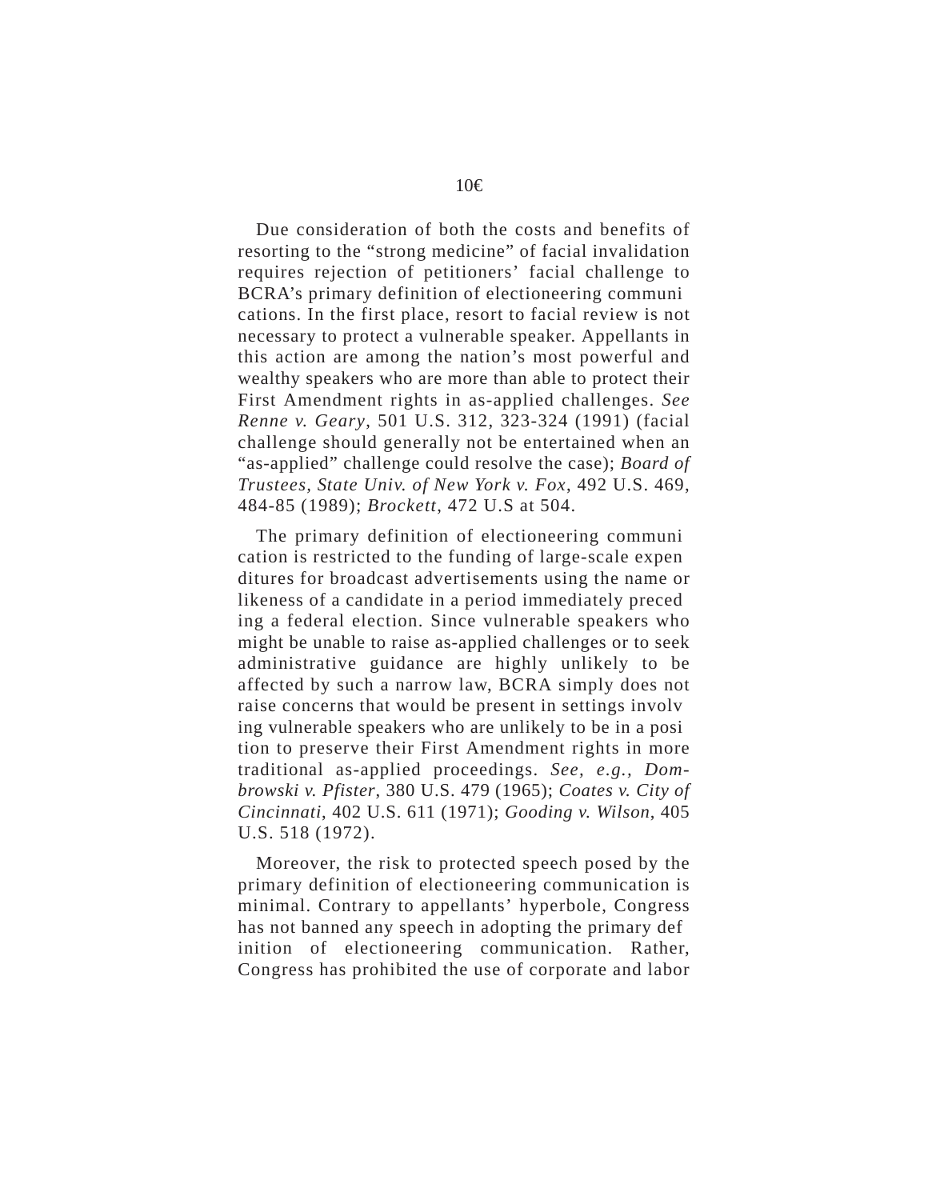Due consideration of both the costs and benefits of resorting to the "strong medicine" of facial invalidation requires rejection of petitioners' facial challenge to BCRA's primary definition of electioneering communications. In the first place, resort to facial review is not necessary to protect a vulnerable speaker. Appellants in this action are among the nation's most powerful and wealthy speakers who are more than able to protect their First Amendment rights in as-applied challenges. *See Renne v. Geary*, 501 U.S. 312, 323-324 (1991) (facial challenge should generally not be entertained when an "as-applied" challenge could resolve the case); *Board of Trustees, State Univ. of New York v. Fox*, 492 U.S. 469, 484-85 (1989); *Brockett*, 472 U.S at 504.

The primary definition of electioneering communication is restricted to the funding of large-scale expenditures for broadcast advertisements using the name or likeness of a candidate in a period immediately preceding a federal election. Since vulnerable speakers who might be unable to raise as-applied challenges or to seek administrative guidance are highly unlikely to be affected by such a narrow law, BCRA simply does not raise concerns that would be present in settings involving vulnerable speakers who are unlikely to be in a position to preserve their First Amendment rights in more traditional as-applied proceedings. *See, e.g., Dombrowski v. Pfister*, 380 U.S. 479 (1965); *Coates v. City of Cincinnati*, 402 U.S. 611 (1971); *Gooding v. Wilson*, 405 U.S. 518 (1972).

Moreover, the risk to protected speech posed by the primary definition of electioneering communication is minimal. Contrary to appellants' hyperbole, Congress has not banned any speech in adopting the primary definition of electioneering communication. Rather, Congress has prohibited the use of corporate and labor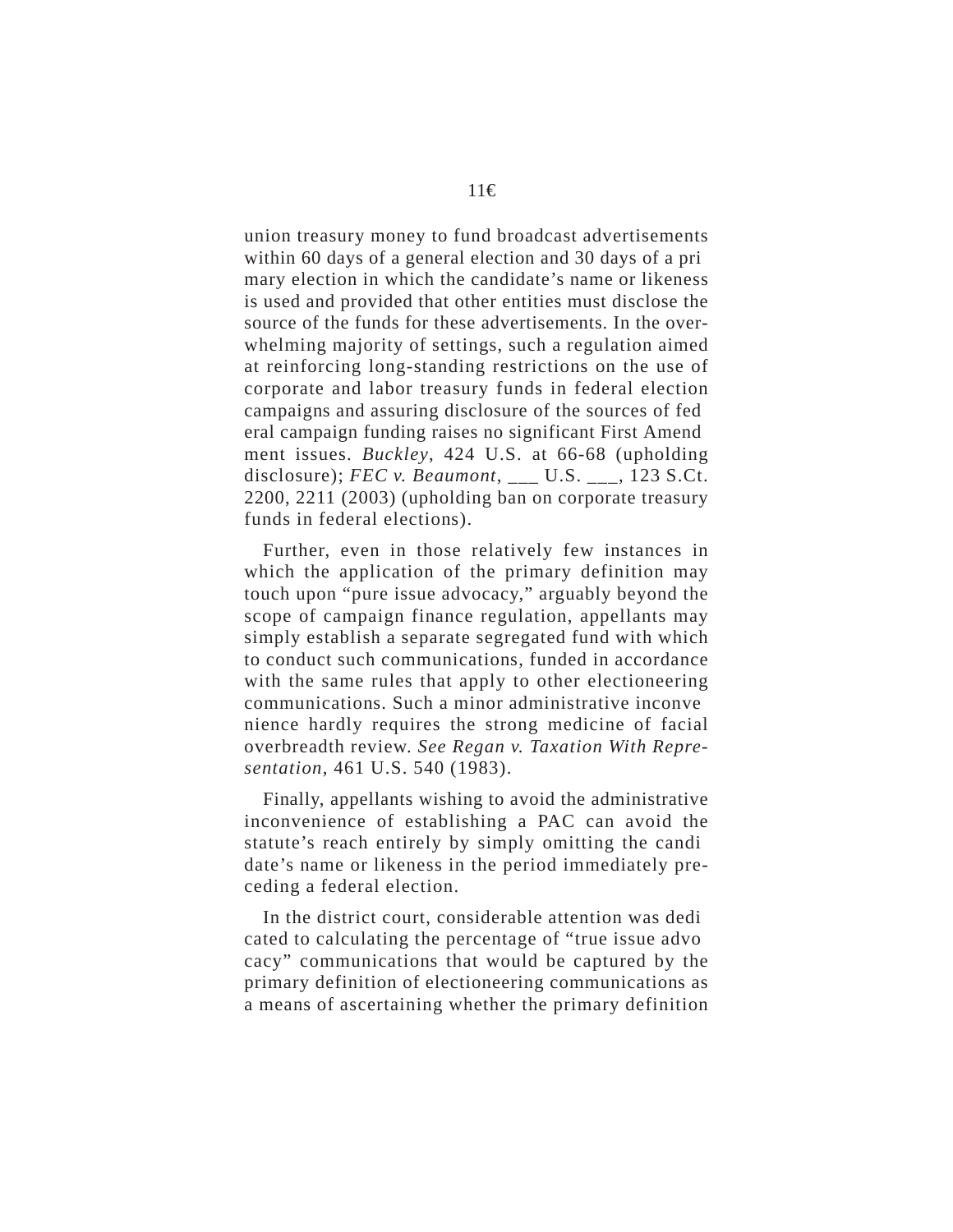union treasury money to fund broadcast advertisements within 60 days of a general election and 30 days of a primary election in which the candidate's name or likeness is used and provided that other entities must disclose the source of the funds for these advertisements. In the overwhelming majority of settings, such a regulation aimed at reinforcing long-standing restrictions on the use of corporate and labor treasury funds in federal election campaigns and assuring disclosure of the sources of federal campaign funding raises no significant First Amendment issues. *Buckley*, 424 U.S. at 66-68 (upholding disclosure); *FEC v. Beaumont*, ___ U.S. ___, 123 S.Ct. 2200, 2211 (2003) (upholding ban on corporate treasury funds in federal elections).

Further, even in those relatively few instances in which the application of the primary definition may touch upon "pure issue advocacy," arguably beyond the scope of campaign finance regulation, appellants may simply establish a separate segregated fund with which to conduct such communications, funded in accordance with the same rules that apply to other electioneering communications. Such a minor administrative inconvenience hardly requires the strong medicine of facial overbreadth review. *See Regan v. Taxation With Representation*, 461 U.S. 540 (1983).

Finally, appellants wishing to avoid the administrative inconvenience of establishing a PAC can avoid the statute's reach entirely by simply omitting the candidate's name or likeness in the period immediately preceding a federal election.

In the district court, considerable attention was dedicated to calculating the percentage of "true issue advocacy" communications that would be captured by the primary definition of electioneering communications as a means of ascertaining whether the primary definition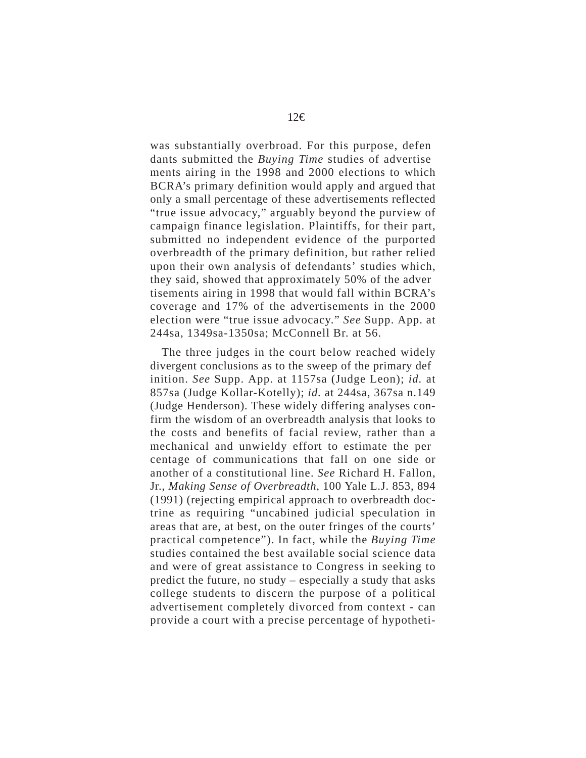was substantially overbroad. For this purpose, defendants submitted the *Buying Time* studies of advertisements airing in the 1998 and 2000 elections to which BCRA's primary definition would apply and argued that only a small percentage of these advertisements reflected "true issue advocacy," arguably beyond the purview of campaign finance legislation. Plaintiffs, for their part, submitted no independent evidence of the purported overbreadth of the primary definition, but rather relied upon their own analysis of defendants' studies which, they said, showed that approximately 50% of the advertisements airing in 1998 that would fall within BCRA's coverage and 17% of the advertisements in the 2000 election were "true issue advocacy." *See* Supp. App. at 244sa, 1349sa-1350sa; McConnell Br. at 56.

The three judges in the court below reached widely divergent conclusions as to the sweep of the primary definition. *See* Supp. App. at 1157sa (Judge Leon); *id.* at 857sa (Judge Kollar-Kotelly); *id.* at 244sa, 367sa n.149 (Judge Henderson). These widely differing analyses confirm the wisdom of an overbreadth analysis that looks to the costs and benefits of facial review, rather than a mechanical and unwieldy effort to estimate the percentage of communications that fall on one side or another of a constitutional line. *See* Richard H. Fallon, Jr., *Making Sense of Overbreadth*, 100 Yale L.J. 853, 894 (1991) (rejecting empirical approach to overbreadth doctrine as requiring "uncabined judicial speculation in areas that are, at best, on the outer fringes of the courts' practical competence"). In fact, while the *Buying Time* studies contained the best available social science data and were of great assistance to Congress in seeking to predict the future, no study – especially a study that asks college students to discern the purpose of a political advertisement completely divorced from context - can provide a court with a precise percentage of hypotheti-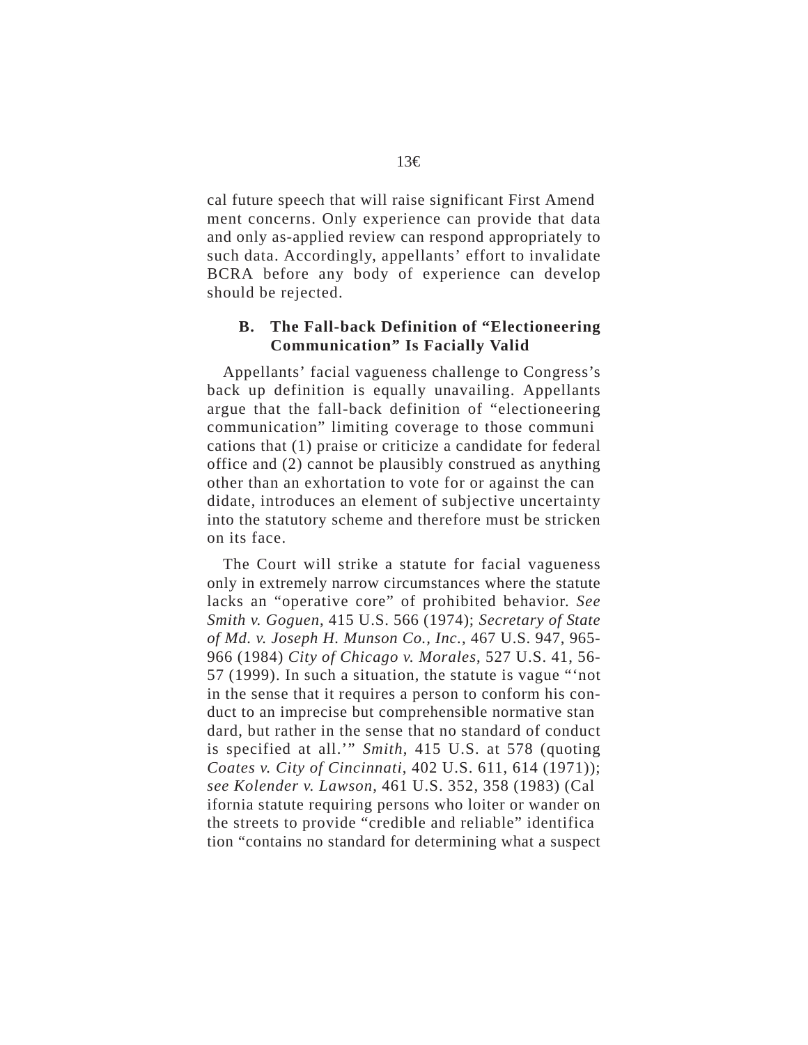cal future speech that will raise significant First Amendment concerns. Only experience can provide that data and only as-applied review can respond appropriately to such data. Accordingly, appellants' effort to invalidate BCRA before any body of experience can develop should be rejected.

### B. The Fall-back Definition of "Electioneering Communication" Is Facially Valid

Appellants' facial vagueness challenge to Congress's back up definition is equally unavailing. Appellants argue that the fall-back definition of "electioneering communication" limiting coverage to those communications that (1) praise or criticize a candidate for federal office and (2) cannot be plausibly construed as anything other than an exhortation to vote for or against the candidate, introduces an element of subjective uncertainty into the statutory scheme and therefore must be stricken on its face.

The Court will strike a statute for facial vagueness only in extremely narrow circumstances where the statute lacks an "operative core" of prohibited behavior. *See Smith v. Goguen*, 415 U.S. 566 (1974); *Secretary of State of Md. v. Joseph H. Munson Co., Inc.*, 467 U.S. 947, 965-966 (1984) *City of Chicago v. Morales*, 527 U.S. 41, 56-57 (1999). In such a situation, the statute is vague "'not in the sense that it requires a person to conform his conduct to an imprecise but comprehensible normative standard, but rather in the sense that no standard of conduct is specified at all.'" *Smith*, 415 U.S. at 578 (quoting *Coates v. City of Cincinnati*, 402 U.S. 611, 614 (1971)); *see Kolender v. Lawson*, 461 U.S. 352, 358 (1983) (California statute requiring persons who loiter or wander on the streets to provide "credible and reliable" identification "contains no standard for determining what a suspect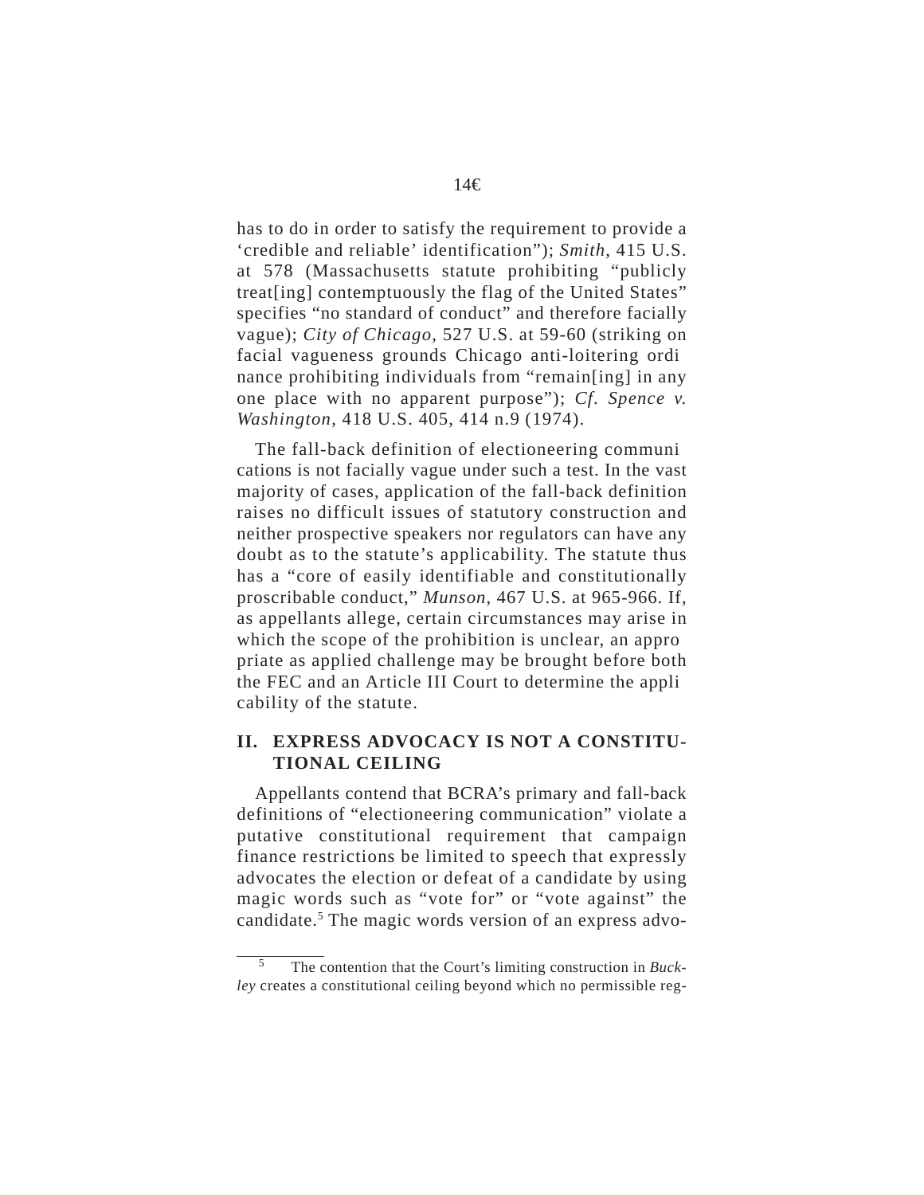has to do in order to satisfy the requirement to provide a 'credible and reliable' identification"); *Smith*, 415 U.S. at 578 (Massachusetts statute prohibiting "publicly treat[ing] contemptuously the flag of the United States" specifies "no standard of conduct" and therefore facially vague); *City of Chicago*, 527 U.S. at 59-60 (striking on facial vagueness grounds Chicago anti-loitering ordinance prohibiting individuals from "remain[ing] in any one place with no apparent purpose"); *Cf. Spence v. Washington*, 418 U.S. 405, 414 n.9 (1974).

The fall-back definition of electioneering communications is not facially vague under such a test. In the vast majority of cases, application of the fall-back definition raises no difficult issues of statutory construction and neither prospective speakers nor regulators can have any doubt as to the statute's applicability. The statute thus has a "core of easily identifiable and constitutionally proscribable conduct," *Munson*, 467 U.S. at 965-966. If, as appellants allege, certain circumstances may arise in which the scope of the prohibition is unclear, an appropriate as applied challenge may be brought before both the FEC and an Article III Court to determine the applicability of the statute.

## II. EXPRESS ADVOCACY IS NOT A CONSTITUTIONAL CEILING

Appellants contend that BCRA's primary and fall-back definitions of "electioneering communication" violate a putative constitutional requirement that campaign finance restrictions be limited to speech that expressly advocates the election or defeat of a candidate by using magic words such as "vote for" or "vote against" the candidate.[5] The magic words version of an express advo-

---

[5] The contention that the Court's limiting construction in *Buckley* creates a constitutional ceiling beyond which no permissible reg-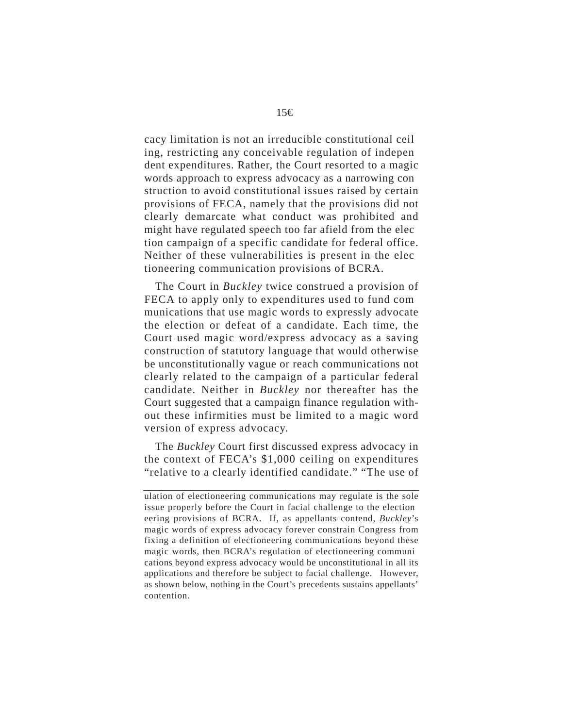cacy limitation is not an irreducible constitutional ceiling, restricting any conceivable regulation of independent expenditures. Rather, the Court resorted to a magic words approach to express advocacy as a narrowing construction to avoid constitutional issues raised by certain provisions of FECA, namely that the provisions did not clearly demarcate what conduct was prohibited and might have regulated speech too far afield from the election campaign of a specific candidate for federal office. Neither of these vulnerabilities is present in the electioneering communication provisions of BCRA.

The Court in *Buckley* twice construed a provision of FECA to apply only to expenditures used to fund communications that use magic words to expressly advocate the election or defeat of a candidate. Each time, the Court used magic word/express advocacy as a saving construction of statutory language that would otherwise be unconstitutionally vague or reach communications not clearly related to the campaign of a particular federal candidate. Neither in *Buckley* nor thereafter has the Court suggested that a campaign finance regulation without these infirmities must be limited to a magic word version of express advocacy.

The *Buckley* Court first discussed express advocacy in the context of FECA's $1,000 ceiling on expenditures "relative to a clearly identified candidate." "The use of

---

ulation of electioneering communications may regulate is the sole issue properly before the Court in facial challenge to the electioneering provisions of BCRA. If, as appellants contend, *Buckley*'s magic words of express advocacy forever constrain Congress from fixing a definition of electioneering communications beyond these magic words, then BCRA's regulation of electioneering communications beyond express advocacy would be unconstitutional in all its applications and therefore be subject to facial challenge. However, as shown below, nothing in the Court's precedents sustains appellants' contention.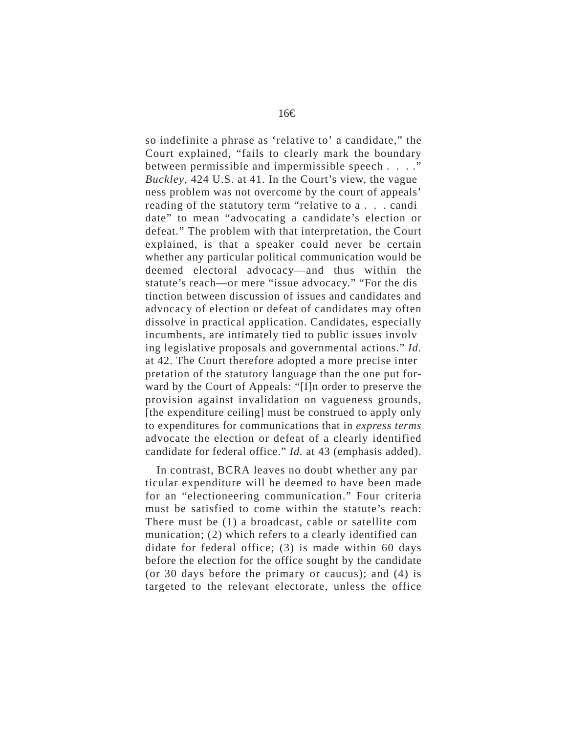so indefinite a phrase as 'relative to' a candidate," the Court explained, "fails to clearly mark the boundary between permissible and impermissible speech . . . ." *Buckley*, 424 U.S. at 41. In the Court's view, the vagueness problem was not overcome by the court of appeals' reading of the statutory term "relative to a . . . candidate" to mean "advocating a candidate's election or defeat." The problem with that interpretation, the Court explained, is that a speaker could never be certain whether any particular political communication would be deemed electoral advocacy—and thus within the statute's reach—or mere "issue advocacy." "For the distinction between discussion of issues and candidates and advocacy of election or defeat of candidates may often dissolve in practical application. Candidates, especially incumbents, are intimately tied to public issues involving legislative proposals and governmental actions." *Id.* at 42. The Court therefore adopted a more precise interpretation of the statutory language than the one put forward by the Court of Appeals: "[I]n order to preserve the provision against invalidation on vagueness grounds, [the expenditure ceiling] must be construed to apply only to expenditures for communications that in *express terms* advocate the election or defeat of a clearly identified candidate for federal office." *Id.* at 43 (emphasis added).

In contrast, BCRA leaves no doubt whether any particular expenditure will be deemed to have been made for an "electioneering communication." Four criteria must be satisfied to come within the statute's reach: There must be (1) a broadcast, cable or satellite communication; (2) which refers to a clearly identified candidate for federal office; (3) is made within 60 days before the election for the office sought by the candidate (or 30 days before the primary or caucus); and (4) is targeted to the relevant electorate, unless the office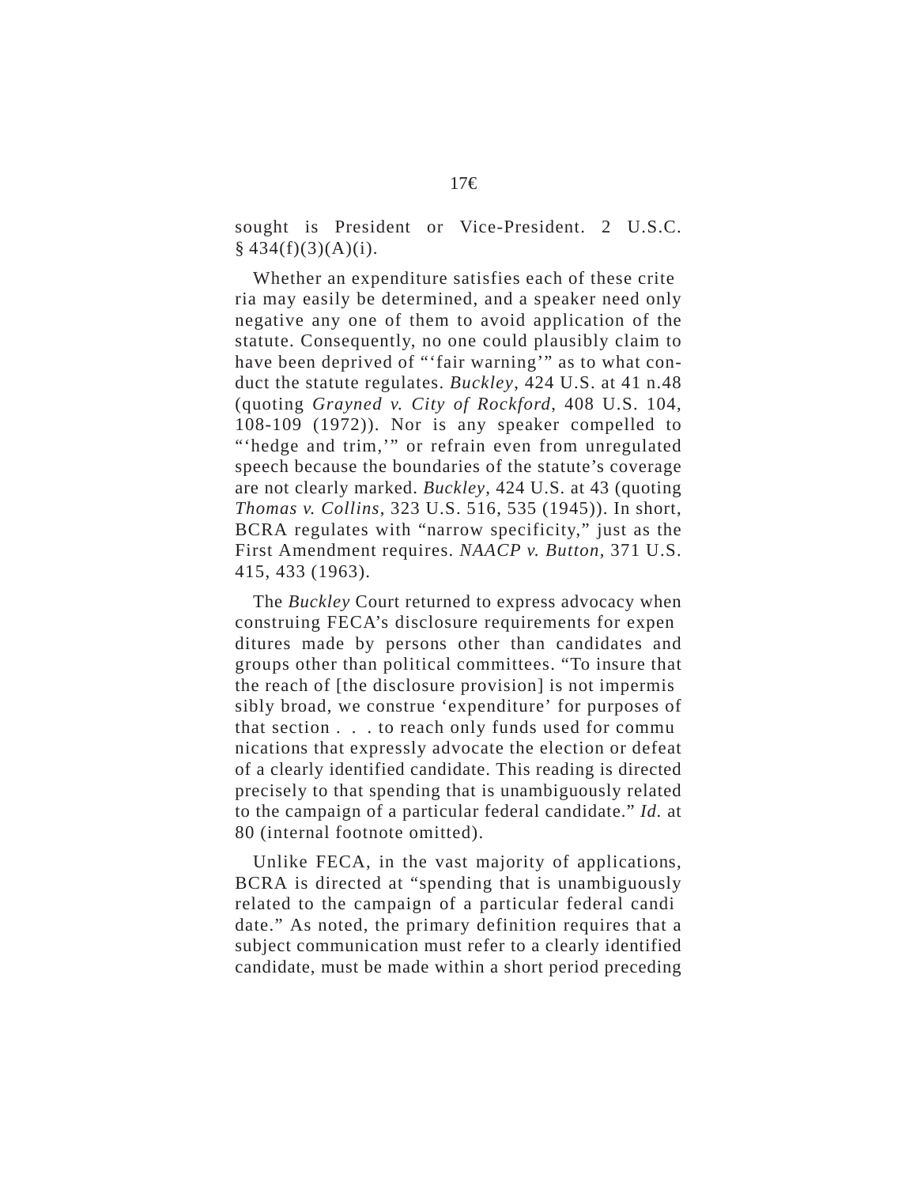sought is President or Vice-President. 2 U.S.C. § 434(f)(3)(A)(i).

Whether an expenditure satisfies each of these criteria may easily be determined, and a speaker need only negative any one of them to avoid application of the statute. Consequently, no one could plausibly claim to have been deprived of "'fair warning'" as to what conduct the statute regulates. *Buckley*, 424 U.S. at 41 n.48 (quoting *Grayned v. City of Rockford*, 408 U.S. 104, 108-109 (1972)). Nor is any speaker compelled to "'hedge and trim,'" or refrain even from unregulated speech because the boundaries of the statute's coverage are not clearly marked. *Buckley*, 424 U.S. at 43 (quoting *Thomas v. Collins*, 323 U.S. 516, 535 (1945)). In short, BCRA regulates with "narrow specificity," just as the First Amendment requires. *NAACP v. Button*, 371 U.S. 415, 433 (1963).

The *Buckley* Court returned to express advocacy when construing FECA's disclosure requirements for expenditures made by persons other than candidates and groups other than political committees. "To insure that the reach of [the disclosure provision] is not impermissibly broad, we construe 'expenditure' for purposes of that section . . . to reach only funds used for communications that expressly advocate the election or defeat of a clearly identified candidate. This reading is directed precisely to that spending that is unambiguously related to the campaign of a particular federal candidate." *Id.* at 80 (internal footnote omitted).

Unlike FECA, in the vast majority of applications, BCRA is directed at "spending that is unambiguously related to the campaign of a particular federal candidate." As noted, the primary definition requires that a subject communication must refer to a clearly identified candidate, must be made within a short period preceding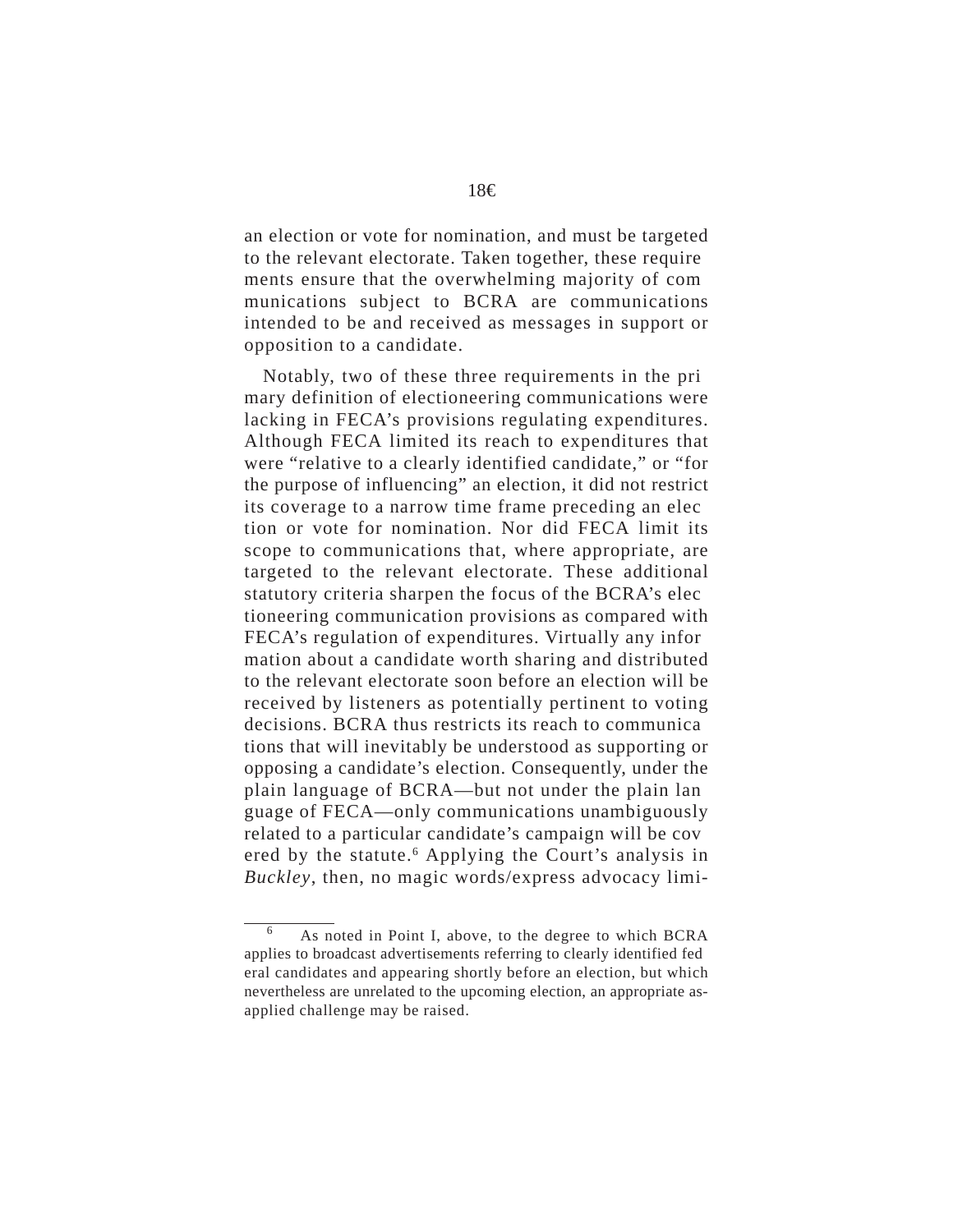an election or vote for nomination, and must be targeted to the relevant electorate. Taken together, these requirements ensure that the overwhelming majority of communications subject to BCRA are communications intended to be and received as messages in support or opposition to a candidate.

Notably, two of these three requirements in the primary definition of electioneering communications were lacking in FECA's provisions regulating expenditures. Although FECA limited its reach to expenditures that were "relative to a clearly identified candidate," or "for the purpose of influencing" an election, it did not restrict its coverage to a narrow time frame preceding an election or vote for nomination. Nor did FECA limit its scope to communications that, where appropriate, are targeted to the relevant electorate. These additional statutory criteria sharpen the focus of the BCRA's electioneering communication provisions as compared with FECA's regulation of expenditures. Virtually any information about a candidate worth sharing and distributed to the relevant electorate soon before an election will be received by listeners as potentially pertinent to voting decisions. BCRA thus restricts its reach to communications that will inevitably be understood as supporting or opposing a candidate's election. Consequently, under the plain language of BCRA—but not under the plain language of FECA—only communications unambiguously related to a particular candidate's campaign will be covered by the statute.[6] Applying the Court's analysis in *Buckley*, then, no magic words/express advocacy limi-

---

[6] As noted in Point I, above, to the degree to which BCRA applies to broadcast advertisements referring to clearly identified federal candidates and appearing shortly before an election, but which nevertheless are unrelated to the upcoming election, an appropriate as-applied challenge may be raised.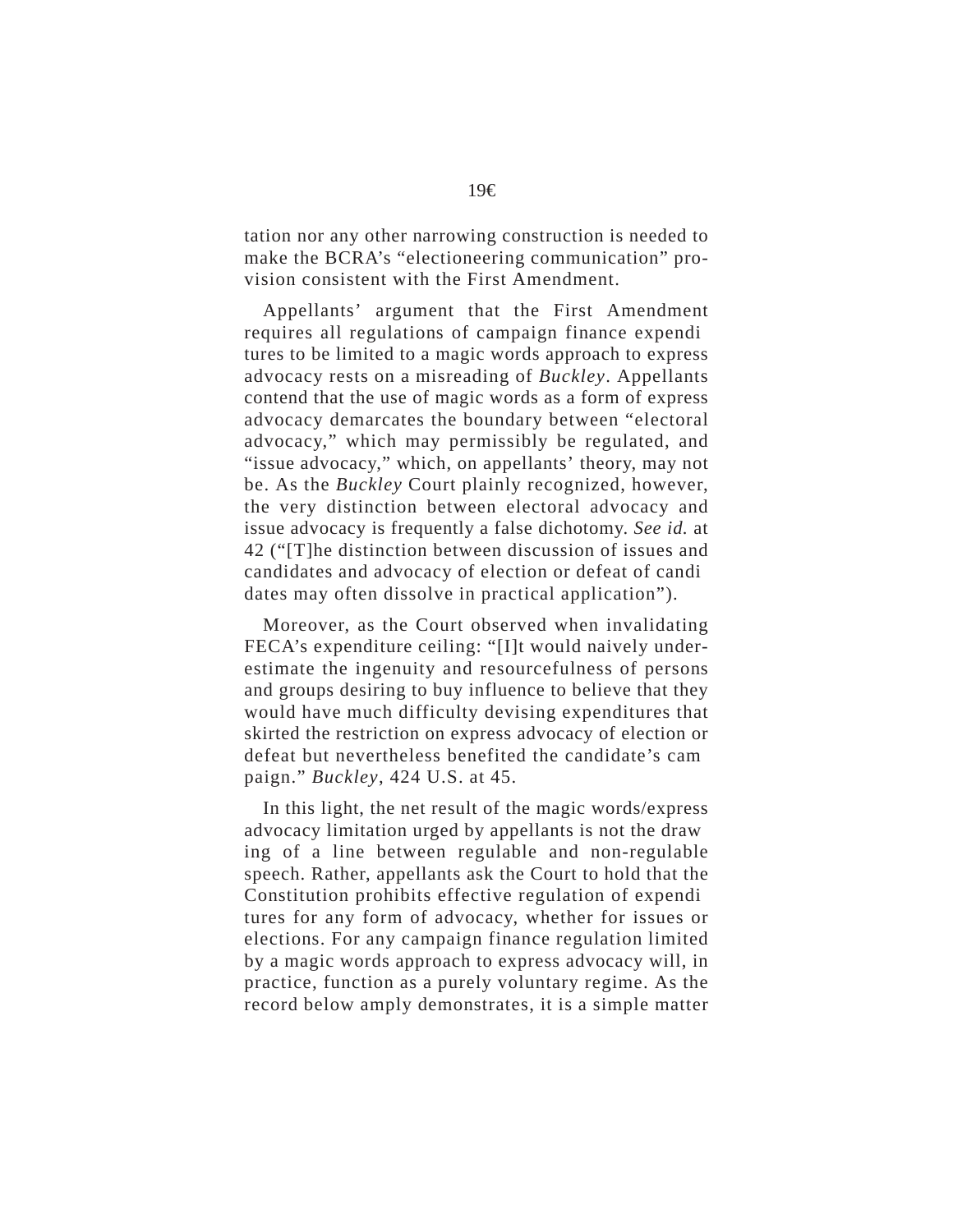tation nor any other narrowing construction is needed to make the BCRA's "electioneering communication" provision consistent with the First Amendment.

Appellants' argument that the First Amendment requires all regulations of campaign finance expenditures to be limited to a magic words approach to express advocacy rests on a misreading of *Buckley*. Appellants contend that the use of magic words as a form of express advocacy demarcates the boundary between "electoral advocacy," which may permissibly be regulated, and "issue advocacy," which, on appellants' theory, may not be. As the *Buckley* Court plainly recognized, however, the very distinction between electoral advocacy and issue advocacy is frequently a false dichotomy. *See id.* at 42 ("[T]he distinction between discussion of issues and candidates and advocacy of election or defeat of candidates may often dissolve in practical application").

Moreover, as the Court observed when invalidating FECA's expenditure ceiling: "[I]t would naively underestimate the ingenuity and resourcefulness of persons and groups desiring to buy influence to believe that they would have much difficulty devising expenditures that skirted the restriction on express advocacy of election or defeat but nevertheless benefited the candidate's campaign." *Buckley*, 424 U.S. at 45.

In this light, the net result of the magic words/express advocacy limitation urged by appellants is not the drawing of a line between regulable and non-regulable speech. Rather, appellants ask the Court to hold that the Constitution prohibits effective regulation of expenditures for any form of advocacy, whether for issues or elections. For any campaign finance regulation limited by a magic words approach to express advocacy will, in practice, function as a purely voluntary regime. As the record below amply demonstrates, it is a simple matter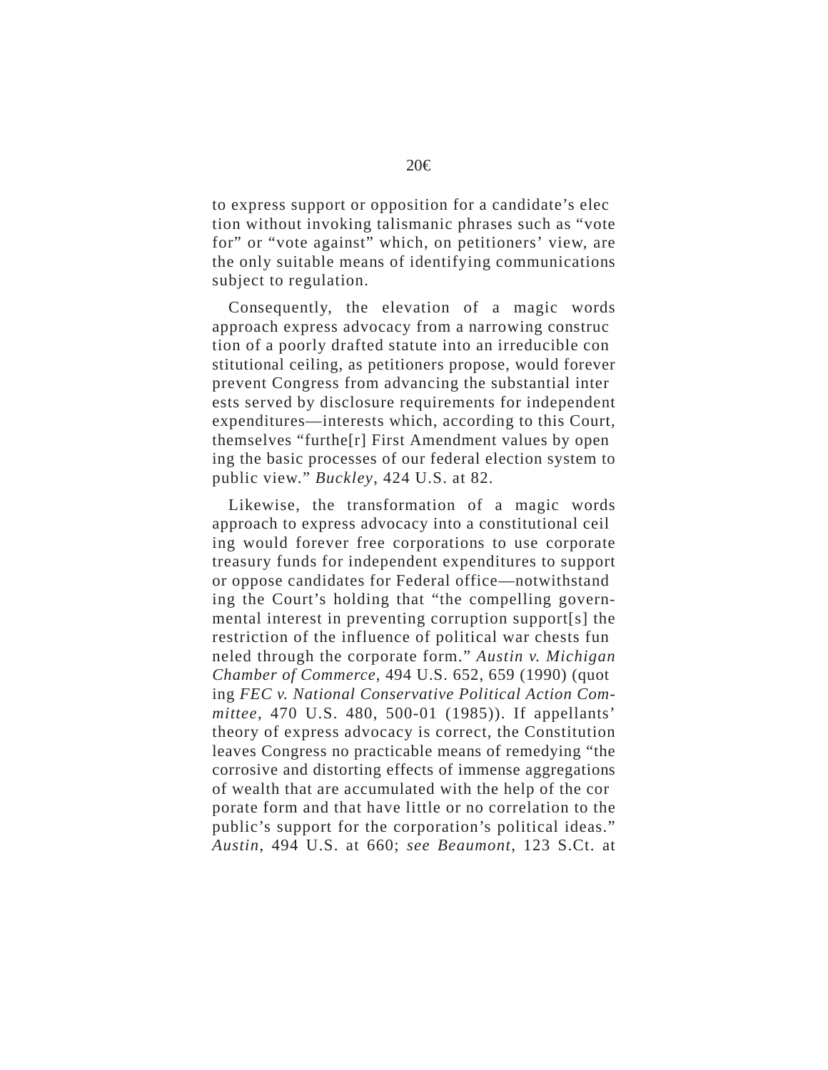to express support or opposition for a candidate's election without invoking talismanic phrases such as "vote for" or "vote against" which, on petitioners' view, are the only suitable means of identifying communications subject to regulation.

Consequently, the elevation of a magic words approach express advocacy from a narrowing construction of a poorly drafted statute into an irreducible constitutional ceiling, as petitioners propose, would forever prevent Congress from advancing the substantial interests served by disclosure requirements for independent expenditures—interests which, according to this Court, themselves "furthe[r] First Amendment values by opening the basic processes of our federal election system to public view." *Buckley*, 424 U.S. at 82.

Likewise, the transformation of a magic words approach to express advocacy into a constitutional ceiling would forever free corporations to use corporate treasury funds for independent expenditures to support or oppose candidates for Federal office—notwithstanding the Court's holding that "the compelling governmental interest in preventing corruption support[s] the restriction of the influence of political war chests funneled through the corporate form." *Austin v. Michigan Chamber of Commerce*, 494 U.S. 652, 659 (1990) (quoting *FEC v. National Conservative Political Action Committee*, 470 U.S. 480, 500-01 (1985)). If appellants' theory of express advocacy is correct, the Constitution leaves Congress no practicable means of remedying "the corrosive and distorting effects of immense aggregations of wealth that are accumulated with the help of the corporate form and that have little or no correlation to the public's support for the corporation's political ideas." *Austin*, 494 U.S. at 660; *see Beaumont*, 123 S.Ct. at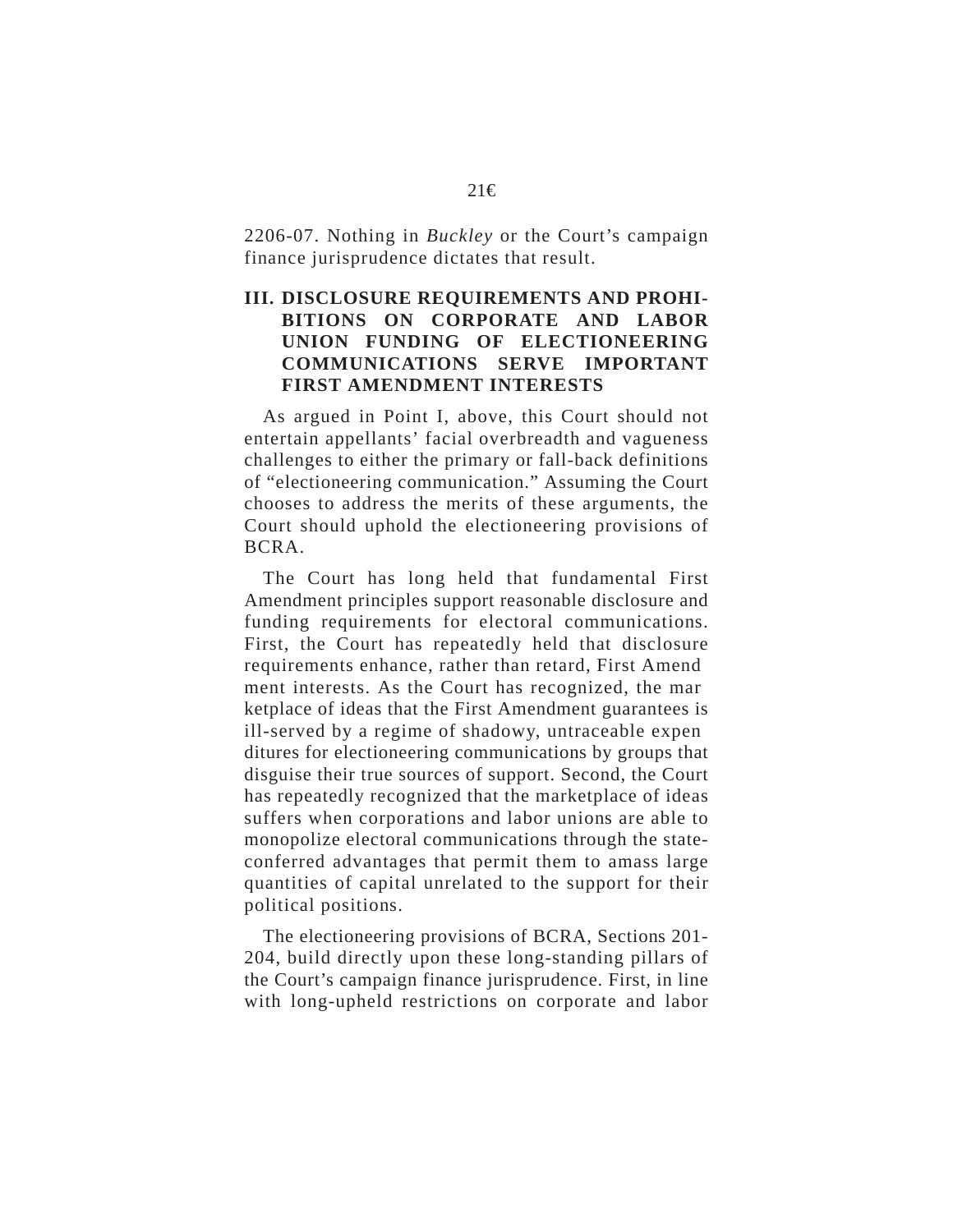2206-07. Nothing in *Buckley* or the Court's campaign finance jurisprudence dictates that result.

## III. DISCLOSURE REQUIREMENTS AND PROHIBITIONS ON CORPORATE AND LABOR UNION FUNDING OF ELECTIONEERING COMMUNICATIONS SERVE IMPORTANT FIRST AMENDMENT INTERESTS

As argued in Point I, above, this Court should not entertain appellants' facial overbreadth and vagueness challenges to either the primary or fall-back definitions of "electioneering communication." Assuming the Court chooses to address the merits of these arguments, the Court should uphold the electioneering provisions of BCRA.

The Court has long held that fundamental First Amendment principles support reasonable disclosure and funding requirements for electoral communications. First, the Court has repeatedly held that disclosure requirements enhance, rather than retard, First Amendment interests. As the Court has recognized, the marketplace of ideas that the First Amendment guarantees is ill-served by a regime of shadowy, untraceable expenditures for electioneering communications by groups that disguise their true sources of support. Second, the Court has repeatedly recognized that the marketplace of ideas suffers when corporations and labor unions are able to monopolize electoral communications through the state-conferred advantages that permit them to amass large quantities of capital unrelated to the support for their political positions.

The electioneering provisions of BCRA, Sections 201-204, build directly upon these long-standing pillars of the Court's campaign finance jurisprudence. First, in line with long-upheld restrictions on corporate and labor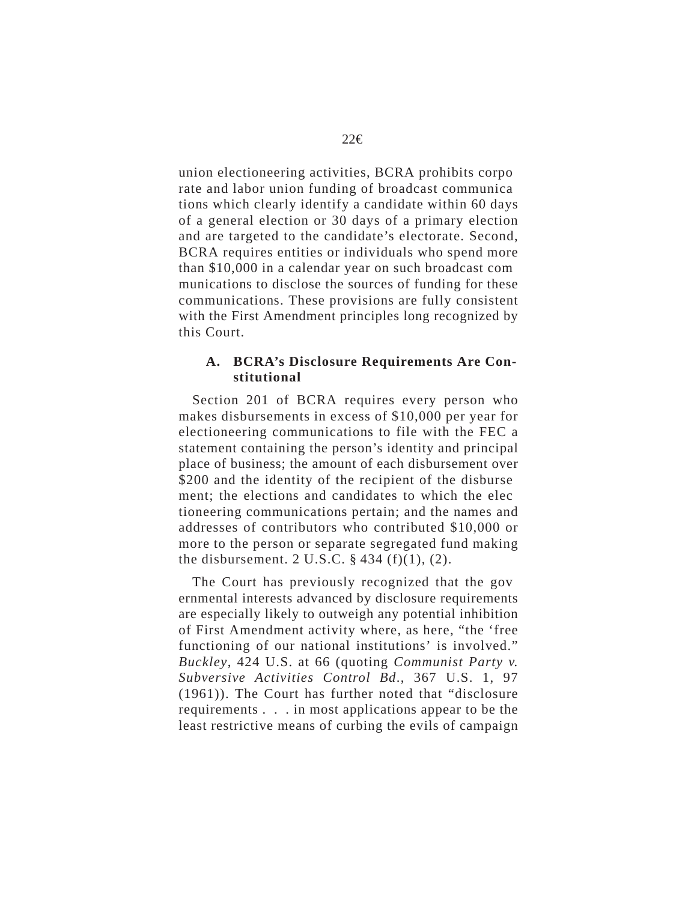union electioneering activities, BCRA prohibits corporate and labor union funding of broadcast communications which clearly identify a candidate within 60 days of a general election or 30 days of a primary election and are targeted to the candidate's electorate. Second, BCRA requires entities or individuals who spend more than $10,000 in a calendar year on such broadcast communications to disclose the sources of funding for these communications. These provisions are fully consistent with the First Amendment principles long recognized by this Court.

### A. BCRA's Disclosure Requirements Are Constitutional

Section 201 of BCRA requires every person who makes disbursements in excess of $10,000 per year for electioneering communications to file with the FEC a statement containing the person's identity and principal place of business; the amount of each disbursement over $200 and the identity of the recipient of the disbursement; the elections and candidates to which the electioneering communications pertain; and the names and addresses of contributors who contributed $10,000 or more to the person or separate segregated fund making the disbursement. 2 U.S.C. § 434 (f)(1), (2).

The Court has previously recognized that the governmental interests advanced by disclosure requirements are especially likely to outweigh any potential inhibition of First Amendment activity where, as here, "the 'free functioning of our national institutions' is involved." *Buckley*, 424 U.S. at 66 (quoting *Communist Party v. Subversive Activities Control Bd.*, 367 U.S. 1, 97 (1961)). The Court has further noted that "disclosure requirements . . . in most applications appear to be the least restrictive means of curbing the evils of campaign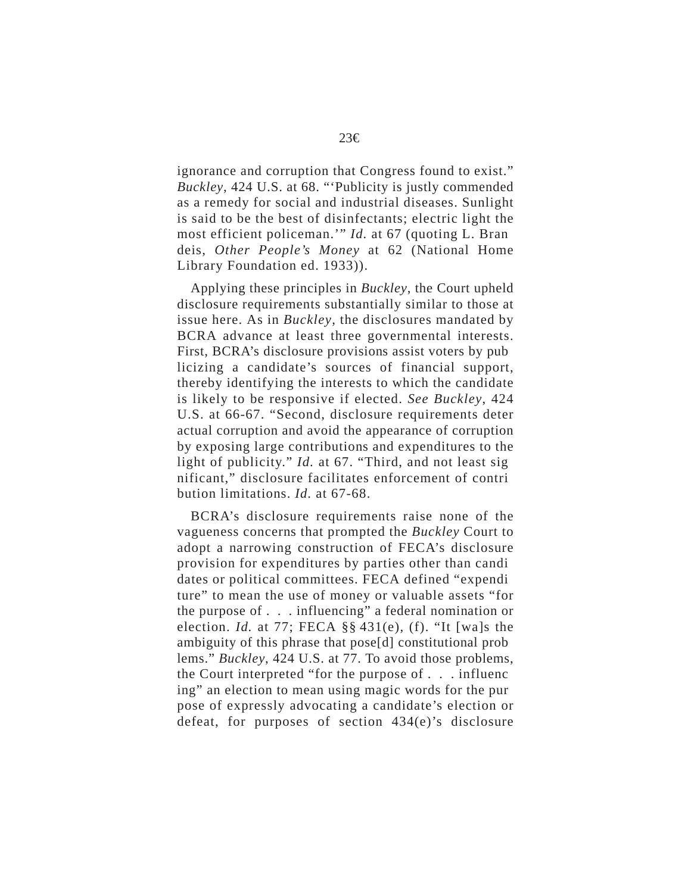ignorance and corruption that Congress found to exist." *Buckley*, 424 U.S. at 68. "'Publicity is justly commended as a remedy for social and industrial diseases. Sunlight is said to be the best of disinfectants; electric light the most efficient policeman.'" *Id.* at 67 (quoting L. Brandeis, *Other People's Money* at 62 (National Home Library Foundation ed. 1933)).

Applying these principles in *Buckley*, the Court upheld disclosure requirements substantially similar to those at issue here. As in *Buckley*, the disclosures mandated by BCRA advance at least three governmental interests. First, BCRA's disclosure provisions assist voters by publicizing a candidate's sources of financial support, thereby identifying the interests to which the candidate is likely to be responsive if elected. *See Buckley*, 424 U.S. at 66-67. "Second, disclosure requirements deter actual corruption and avoid the appearance of corruption by exposing large contributions and expenditures to the light of publicity." *Id.* at 67. "Third, and not least significant," disclosure facilitates enforcement of contribution limitations. *Id.* at 67-68.

BCRA's disclosure requirements raise none of the vagueness concerns that prompted the *Buckley* Court to adopt a narrowing construction of FECA's disclosure provision for expenditures by parties other than candidates or political committees. FECA defined "expenditure" to mean the use of money or valuable assets "for the purpose of . . . influencing" a federal nomination or election. *Id.* at 77; FECA §§ 431(e), (f). "It [wa]s the ambiguity of this phrase that pose[d] constitutional problems." *Buckley*, 424 U.S. at 77. To avoid those problems, the Court interpreted "for the purpose of . . . influencing" an election to mean using magic words for the purpose of expressly advocating a candidate's election or defeat, for purposes of section 434(e)'s disclosure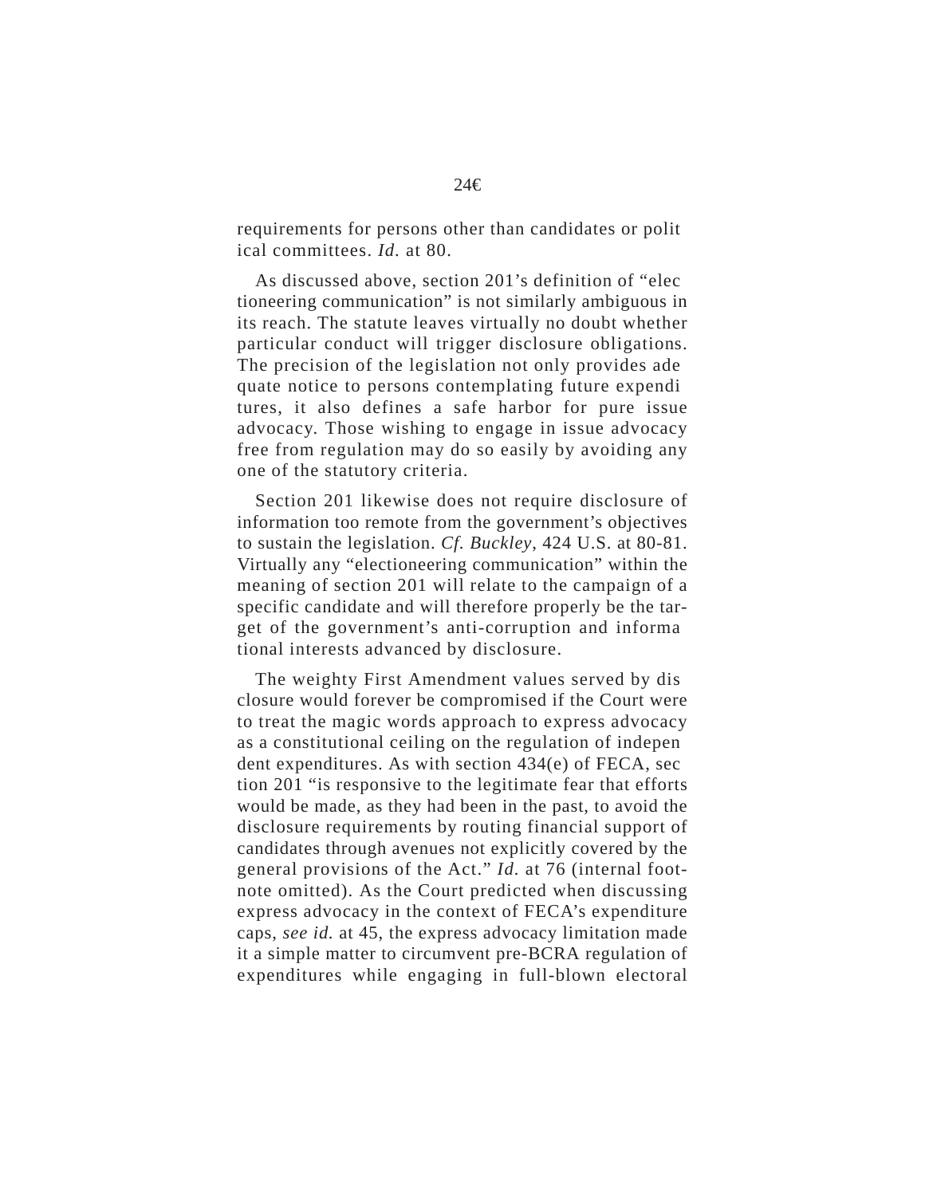requirements for persons other than candidates or political committees. *Id.* at 80.

As discussed above, section 201's definition of "electioneering communication" is not similarly ambiguous in its reach. The statute leaves virtually no doubt whether particular conduct will trigger disclosure obligations. The precision of the legislation not only provides adequate notice to persons contemplating future expenditures, it also defines a safe harbor for pure issue advocacy. Those wishing to engage in issue advocacy free from regulation may do so easily by avoiding any one of the statutory criteria.

Section 201 likewise does not require disclosure of information too remote from the government's objectives to sustain the legislation. *Cf. Buckley*, 424 U.S. at 80-81. Virtually any "electioneering communication" within the meaning of section 201 will relate to the campaign of a specific candidate and will therefore properly be the target of the government's anti-corruption and informational interests advanced by disclosure.

The weighty First Amendment values served by disclosure would forever be compromised if the Court were to treat the magic words approach to express advocacy as a constitutional ceiling on the regulation of independent expenditures. As with section 434(e) of FECA, section 201 "is responsive to the legitimate fear that efforts would be made, as they had been in the past, to avoid the disclosure requirements by routing financial support of candidates through avenues not explicitly covered by the general provisions of the Act." *Id.* at 76 (internal footnote omitted). As the Court predicted when discussing express advocacy in the context of FECA's expenditure caps, *see id.* at 45, the express advocacy limitation made it a simple matter to circumvent pre-BCRA regulation of expenditures while engaging in full-blown electoral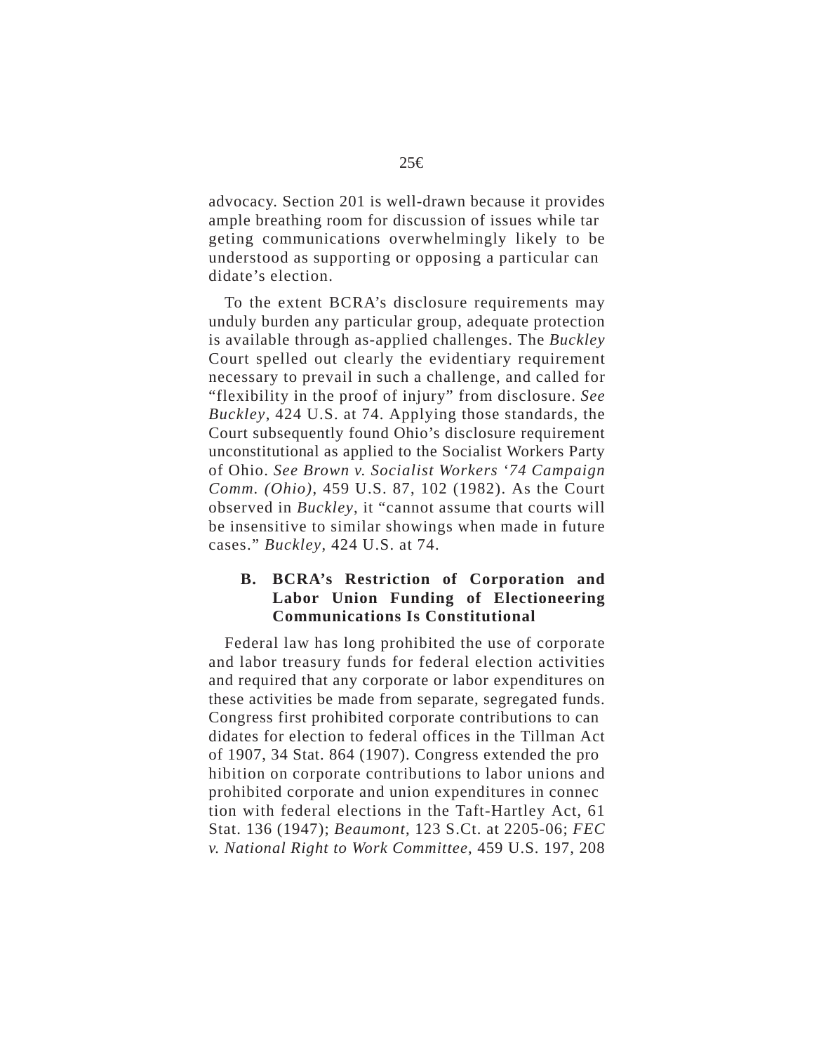advocacy. Section 201 is well-drawn because it provides ample breathing room for discussion of issues while targeting communications overwhelmingly likely to be understood as supporting or opposing a particular candidate's election.

To the extent BCRA's disclosure requirements may unduly burden any particular group, adequate protection is available through as-applied challenges. The *Buckley* Court spelled out clearly the evidentiary requirement necessary to prevail in such a challenge, and called for "flexibility in the proof of injury" from disclosure. *See Buckley*, 424 U.S. at 74. Applying those standards, the Court subsequently found Ohio's disclosure requirement unconstitutional as applied to the Socialist Workers Party of Ohio. *See Brown v. Socialist Workers '74 Campaign Comm. (Ohio)*, 459 U.S. 87, 102 (1982). As the Court observed in *Buckley*, it "cannot assume that courts will be insensitive to similar showings when made in future cases." *Buckley*, 424 U.S. at 74.

### B. BCRA's Restriction of Corporation and Labor Union Funding of Electioneering Communications Is Constitutional

Federal law has long prohibited the use of corporate and labor treasury funds for federal election activities and required that any corporate or labor expenditures on these activities be made from separate, segregated funds. Congress first prohibited corporate contributions to candidates for election to federal offices in the Tillman Act of 1907, 34 Stat. 864 (1907). Congress extended the prohibition on corporate contributions to labor unions and prohibited corporate and union expenditures in connection with federal elections in the Taft-Hartley Act, 61 Stat. 136 (1947); *Beaumont*, 123 S.Ct. at 2205-06; *FEC v. National Right to Work Committee*, 459 U.S. 197, 208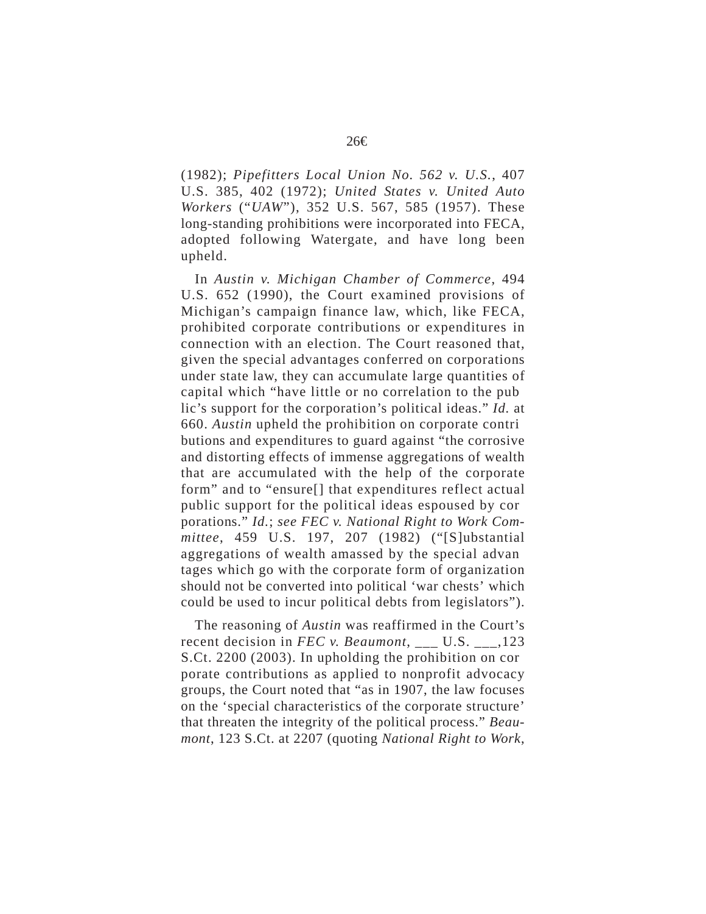(1982); *Pipefitters Local Union No. 562 v. U.S.*, 407 U.S. 385, 402 (1972); *United States v. United Auto Workers* ("*UAW*"), 352 U.S. 567, 585 (1957). These long-standing prohibitions were incorporated into FECA, adopted following Watergate, and have long been upheld.

In *Austin v. Michigan Chamber of Commerce*, 494 U.S. 652 (1990), the Court examined provisions of Michigan's campaign finance law, which, like FECA, prohibited corporate contributions or expenditures in connection with an election. The Court reasoned that, given the special advantages conferred on corporations under state law, they can accumulate large quantities of capital which "have little or no correlation to the public's support for the corporation's political ideas." *Id.* at 660. *Austin* upheld the prohibition on corporate contributions and expenditures to guard against "the corrosive and distorting effects of immense aggregations of wealth that are accumulated with the help of the corporate form" and to "ensure[] that expenditures reflect actual public support for the political ideas espoused by corporations." *Id.*; *see FEC v. National Right to Work Committee*, 459 U.S. 197, 207 (1982) ("[S]ubstantial aggregations of wealth amassed by the special advantages which go with the corporate form of organization should not be converted into political 'war chests' which could be used to incur political debts from legislators").

The reasoning of *Austin* was reaffirmed in the Court's recent decision in *FEC v. Beaumont*, ___ U.S. ___,123 S.Ct. 2200 (2003). In upholding the prohibition on corporate contributions as applied to nonprofit advocacy groups, the Court noted that "as in 1907, the law focuses on the 'special characteristics of the corporate structure' that threaten the integrity of the political process." *Beaumont*, 123 S.Ct. at 2207 (quoting *National Right to Work*,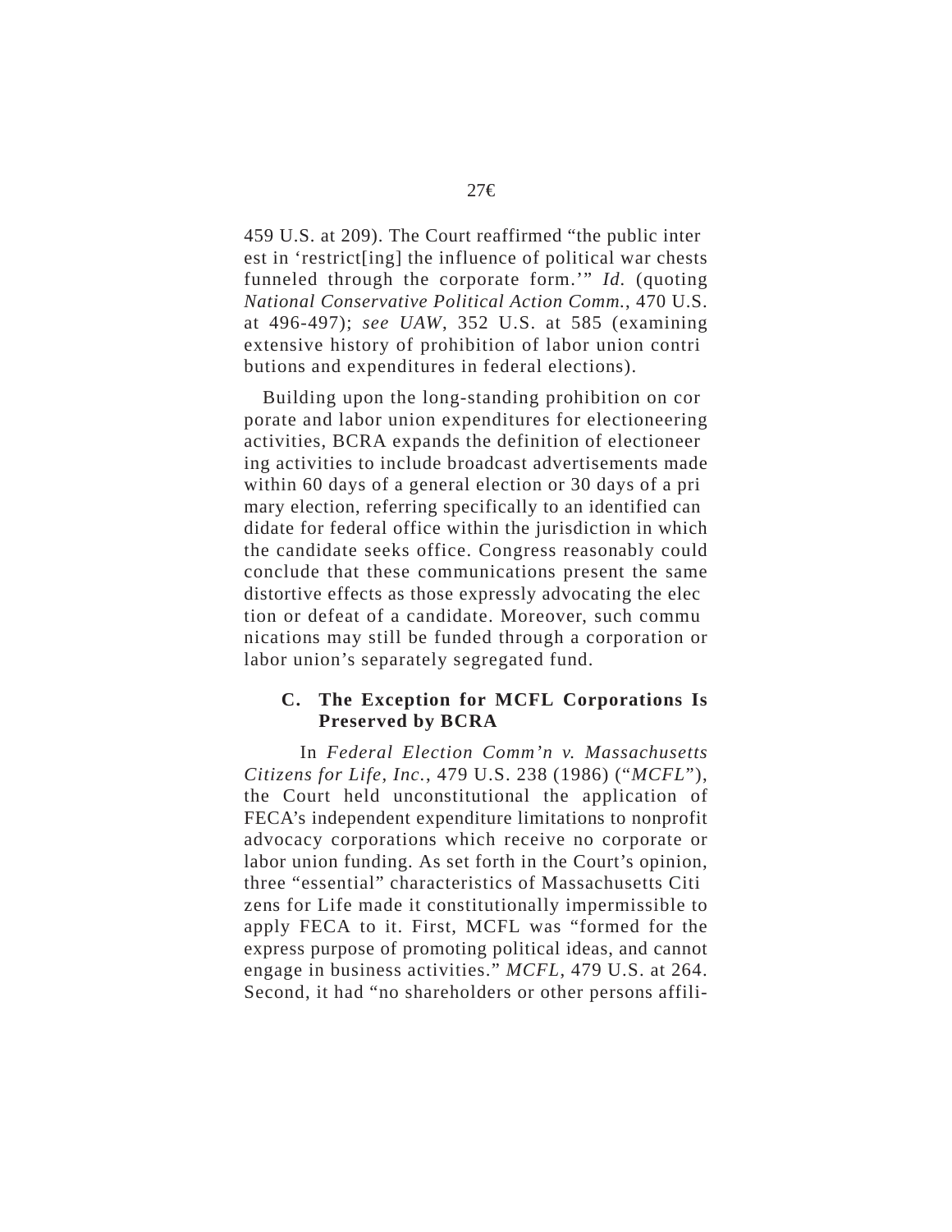459 U.S. at 209). The Court reaffirmed "the public interest in 'restrict[ing] the influence of political war chests funneled through the corporate form.'" *Id.* (quoting *National Conservative Political Action Comm.*, 470 U.S. at 496-497); *see UAW*, 352 U.S. at 585 (examining extensive history of prohibition of labor union contributions and expenditures in federal elections).

Building upon the long-standing prohibition on corporate and labor union expenditures for electioneering activities, BCRA expands the definition of electioneering activities to include broadcast advertisements made within 60 days of a general election or 30 days of a primary election, referring specifically to an identified candidate for federal office within the jurisdiction in which the candidate seeks office. Congress reasonably could conclude that these communications present the same distortive effects as those expressly advocating the election or defeat of a candidate. Moreover, such communications may still be funded through a corporation or labor union's separately segregated fund.

### C. The Exception for MCFL Corporations Is Preserved by BCRA

In *Federal Election Comm'n v. Massachusetts Citizens for Life, Inc.*, 479 U.S. 238 (1986) ("*MCFL*"), the Court held unconstitutional the application of FECA's independent expenditure limitations to nonprofit advocacy corporations which receive no corporate or labor union funding. As set forth in the Court's opinion, three "essential" characteristics of Massachusetts Citizens for Life made it constitutionally impermissible to apply FECA to it. First, MCFL was "formed for the express purpose of promoting political ideas, and cannot engage in business activities." *MCFL*, 479 U.S. at 264. Second, it had "no shareholders or other persons affili-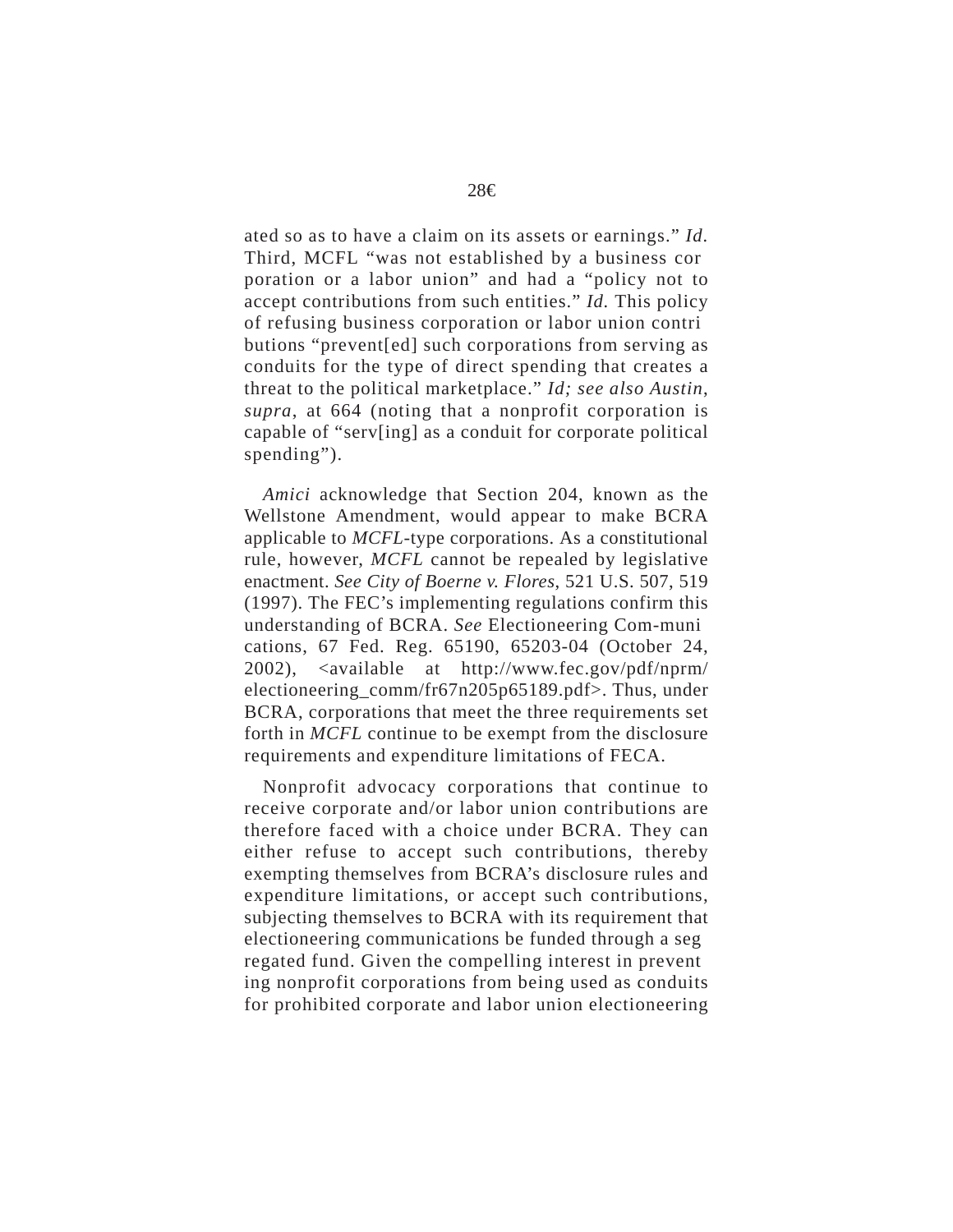ated so as to have a claim on its assets or earnings." *Id.* Third, MCFL "was not established by a business corporation or a labor union" and had a "policy not to accept contributions from such entities." *Id.* This policy of refusing business corporation or labor union contributions "prevent[ed] such corporations from serving as conduits for the type of direct spending that creates a threat to the political marketplace." *Id; see also Austin*, *supra*, at 664 (noting that a nonprofit corporation is capable of "serv[ing] as a conduit for corporate political spending").

*Amici* acknowledge that Section 204, known as the Wellstone Amendment, would appear to make BCRA applicable to *MCFL*-type corporations. As a constitutional rule, however, *MCFL* cannot be repealed by legislative enactment. *See City of Boerne v. Flores*, 521 U.S. 507, 519 (1997). The FEC's implementing regulations confirm this understanding of BCRA. *See* Electioneering Com-munications, 67 Fed. Reg. 65190, 65203-04 (October 24, 2002), <available at http://www.fec.gov/pdf/nprm/electioneering_comm/fr67n205p65189.pdf>. Thus, under BCRA, corporations that meet the three requirements set forth in *MCFL* continue to be exempt from the disclosure requirements and expenditure limitations of FECA.

Nonprofit advocacy corporations that continue to receive corporate and/or labor union contributions are therefore faced with a choice under BCRA. They can either refuse to accept such contributions, thereby exempting themselves from BCRA's disclosure rules and expenditure limitations, or accept such contributions, subjecting themselves to BCRA with its requirement that electioneering communications be funded through a segregated fund. Given the compelling interest in preventing nonprofit corporations from being used as conduits for prohibited corporate and labor union electioneering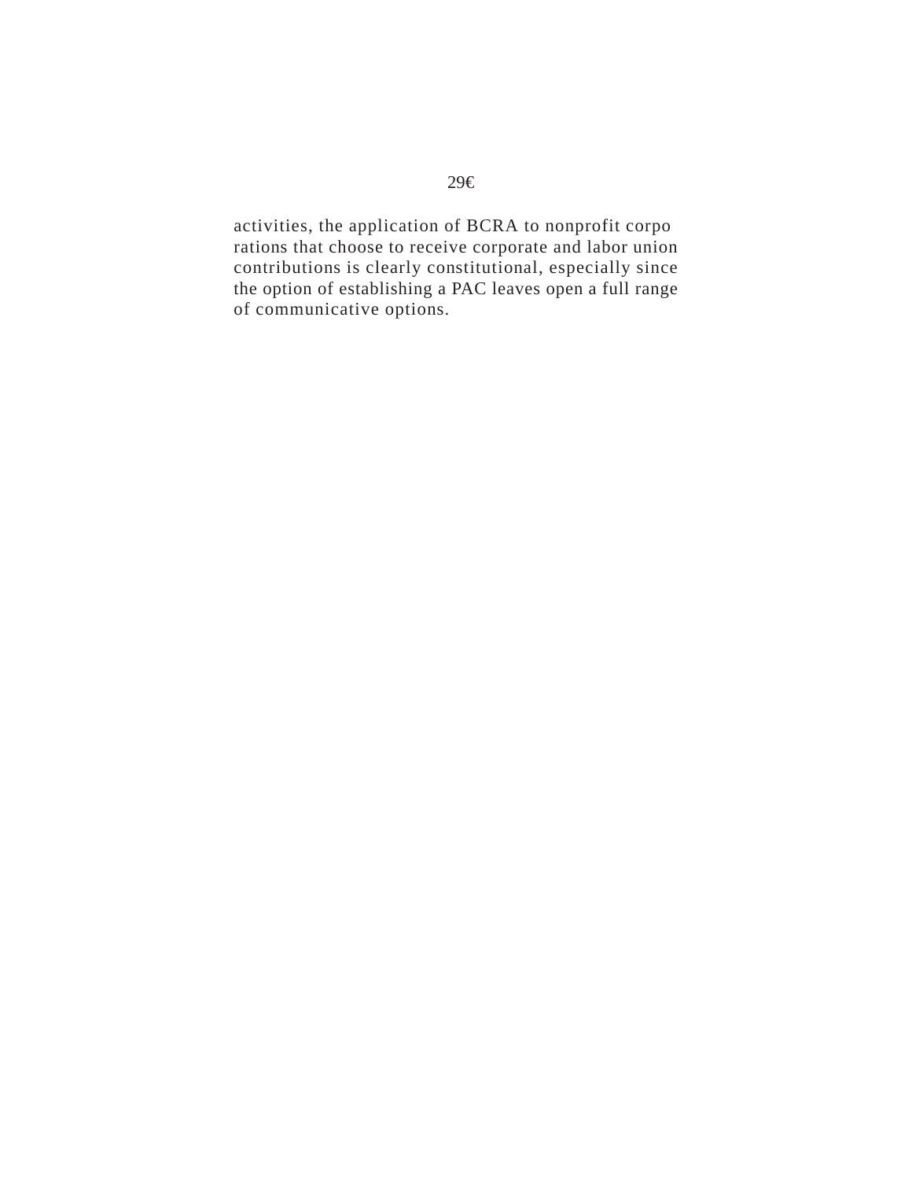activities, the application of BCRA to nonprofit corporations that choose to receive corporate and labor union contributions is clearly constitutional, especially since the option of establishing a PAC leaves open a full range of communicative options.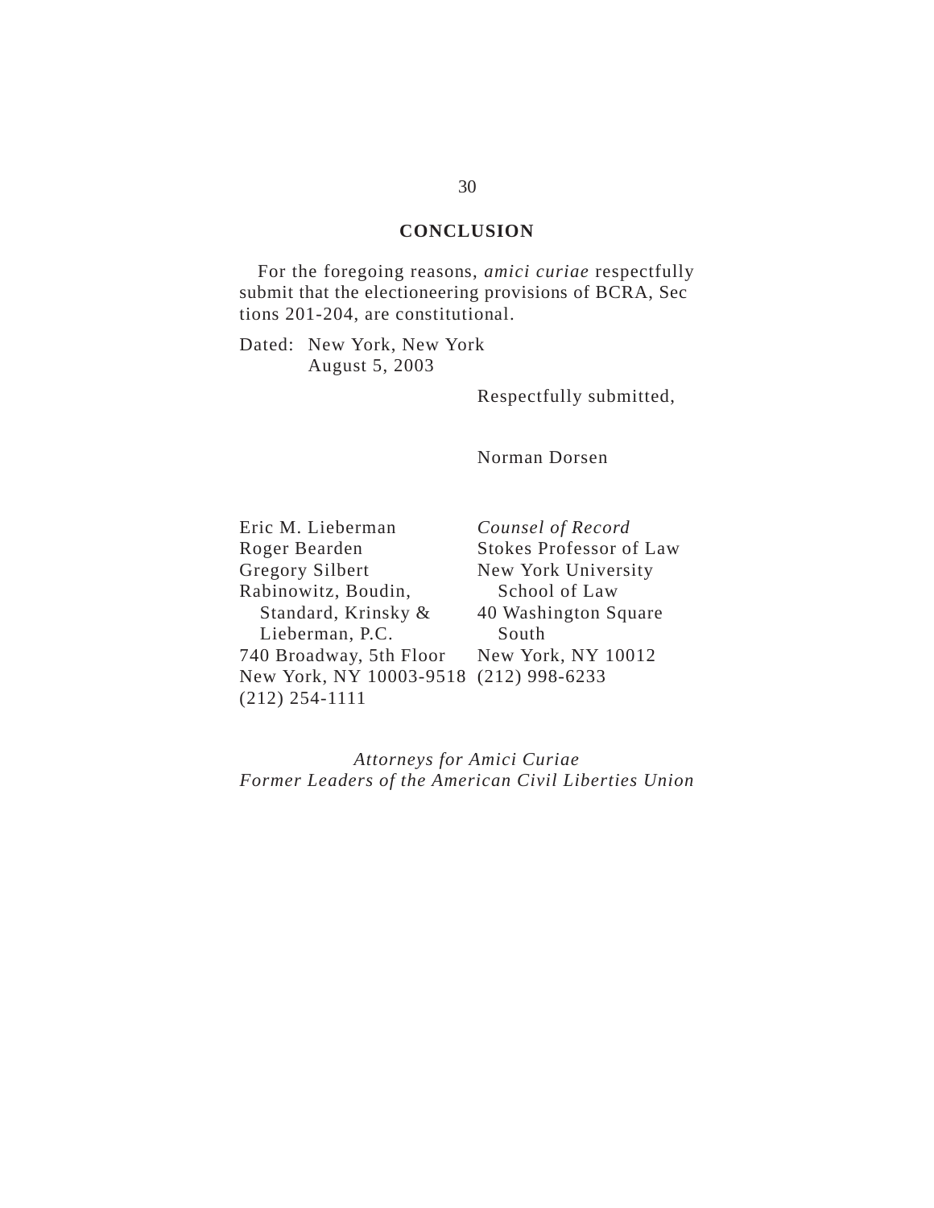## CONCLUSION

For the foregoing reasons, *amici curiae* respectfully submit that the electioneering provisions of BCRA, Sections 201-204, are constitutional.

Dated: New York, New York
August 5, 2003

Respectfully submitted,

Norman Dorsen
*Counsel of Record*
Stokes Professor of Law
New York University
School of Law
40 Washington Square
South
New York, NY 10012
(212) 998-6233

Eric M. Lieberman
Roger Bearden
Gregory Silbert
Rabinowitz, Boudin,
Standard, Krinsky &
Lieberman, P.C.
740 Broadway, 5th Floor
New York, NY 10003-9518
(212) 254-1111

*Attorneys for Amici Curiae*
*Former Leaders of the American Civil Liberties Union*